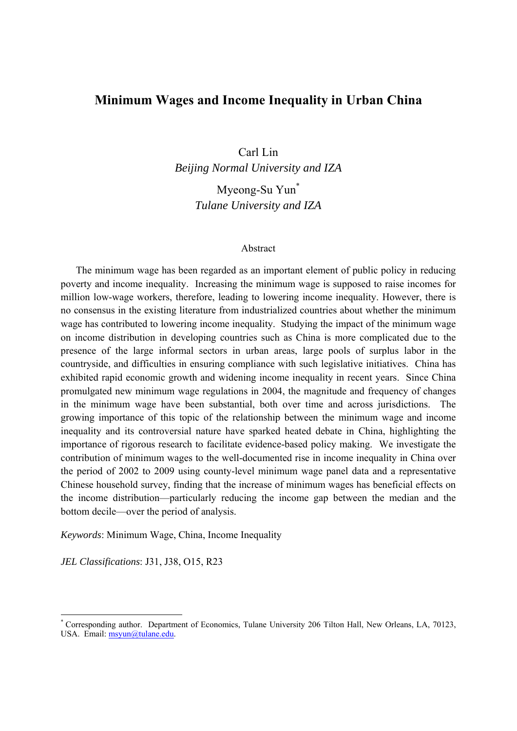# Minimum Wages and Income Inequality in Urban China

Carl Lin
*Beijing Normal University and IZA*

Myeong-Su Yun[*]
*Tulane University and IZA*

## Abstract

The minimum wage has been regarded as an important element of public policy in reducing poverty and income inequality. Increasing the minimum wage is supposed to raise incomes for million low-wage workers, therefore, leading to lowering income inequality. However, there is no consensus in the existing literature from industrialized countries about whether the minimum wage has contributed to lowering income inequality. Studying the impact of the minimum wage on income distribution in developing countries such as China is more complicated due to the presence of the large informal sectors in urban areas, large pools of surplus labor in the countryside, and difficulties in ensuring compliance with such legislative initiatives. China has exhibited rapid economic growth and widening income inequality in recent years. Since China promulgated new minimum wage regulations in 2004, the magnitude and frequency of changes in the minimum wage have been substantial, both over time and across jurisdictions. The growing importance of this topic of the relationship between the minimum wage and income inequality and its controversial nature have sparked heated debate in China, highlighting the importance of rigorous research to facilitate evidence-based policy making. We investigate the contribution of minimum wages to the well-documented rise in income inequality in China over the period of 2002 to 2009 using county-level minimum wage panel data and a representative Chinese household survey, finding that the increase of minimum wages has beneficial effects on the income distribution—particularly reducing the income gap between the median and the bottom decile—over the period of analysis.

*Keywords*: Minimum Wage, China, Income Inequality

*JEL Classifications*: J31, J38, O15, R23

---

[*] Corresponding author. Department of Economics, Tulane University 206 Tilton Hall, New Orleans, LA, 70123, USA. Email: msyun@tulane.edu.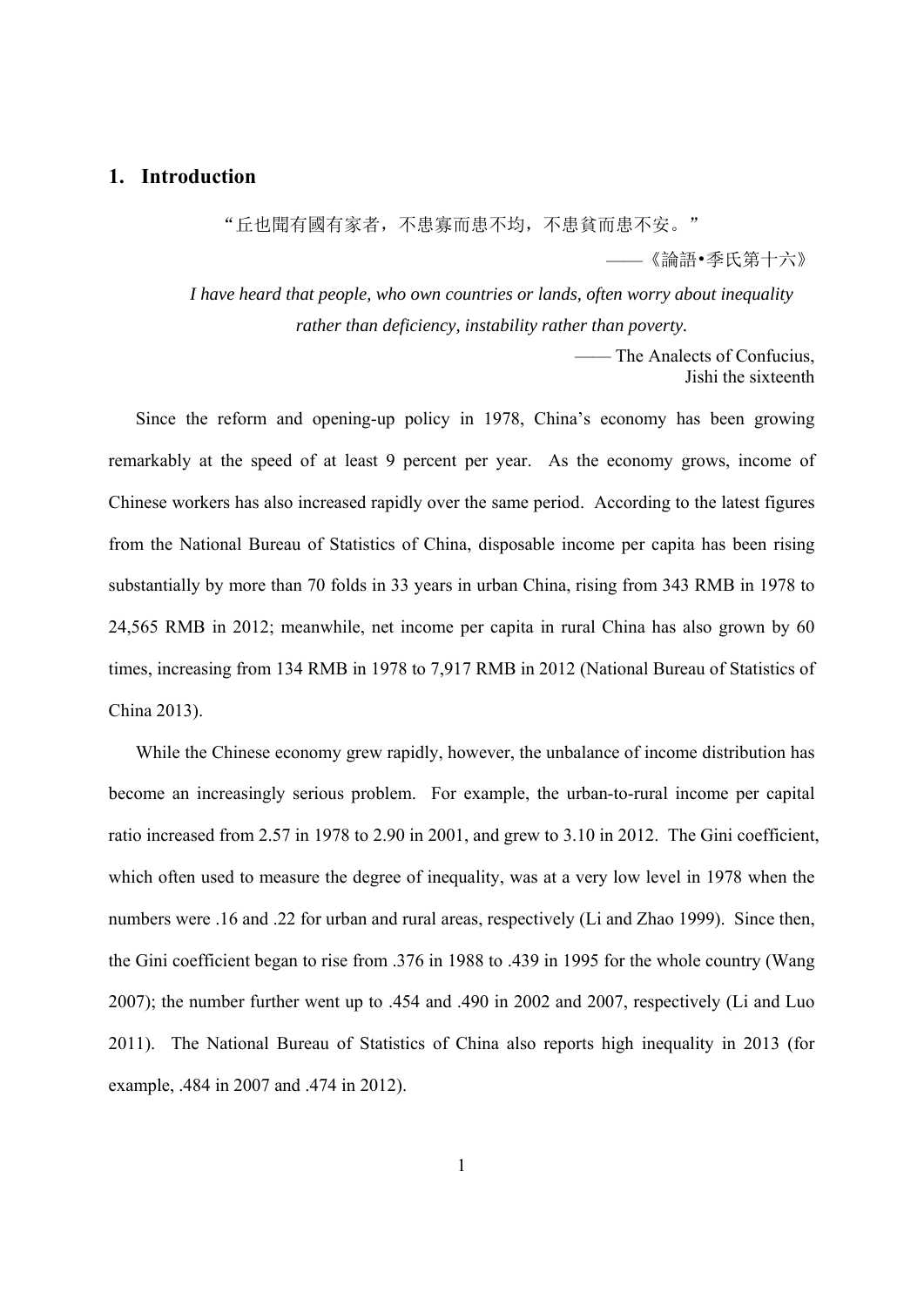## 1. Introduction

“丘也聞有國有家者，不患寡而患不均，不患貧而患不安。”

——《論語•季氏第十六》

*I have heard that people, who own countries or lands, often worry about inequality rather than deficiency, instability rather than poverty.*

—— The Analects of Confucius, Jishi the sixteenth

Since the reform and opening-up policy in 1978, China's economy has been growing remarkably at the speed of at least 9 percent per year. As the economy grows, income of Chinese workers has also increased rapidly over the same period. According to the latest figures from the National Bureau of Statistics of China, disposable income per capita has been rising substantially by more than 70 folds in 33 years in urban China, rising from 343 RMB in 1978 to 24,565 RMB in 2012; meanwhile, net income per capita in rural China has also grown by 60 times, increasing from 134 RMB in 1978 to 7,917 RMB in 2012 (National Bureau of Statistics of China 2013).

While the Chinese economy grew rapidly, however, the unbalance of income distribution has become an increasingly serious problem. For example, the urban-to-rural income per capital ratio increased from 2.57 in 1978 to 2.90 in 2001, and grew to 3.10 in 2012. The Gini coefficient, which often used to measure the degree of inequality, was at a very low level in 1978 when the numbers were .16 and .22 for urban and rural areas, respectively (Li and Zhao 1999). Since then, the Gini coefficient began to rise from .376 in 1988 to .439 in 1995 for the whole country (Wang 2007); the number further went up to .454 and .490 in 2002 and 2007, respectively (Li and Luo 2011). The National Bureau of Statistics of China also reports high inequality in 2013 (for example, .484 in 2007 and .474 in 2012).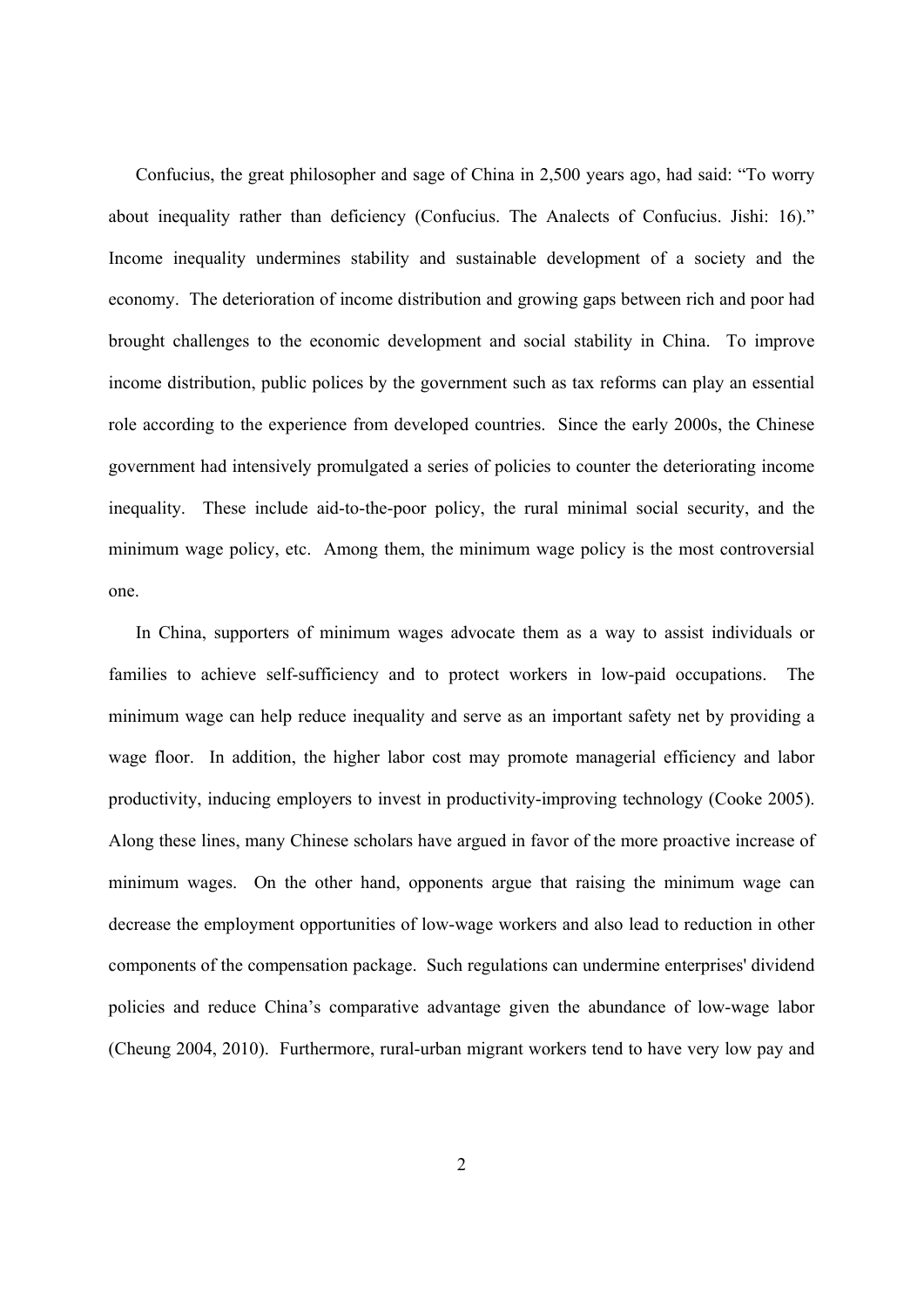Confucius, the great philosopher and sage of China in 2,500 years ago, had said: "To worry about inequality rather than deficiency (Confucius. The Analects of Confucius. Jishi: 16)." Income inequality undermines stability and sustainable development of a society and the economy. The deterioration of income distribution and growing gaps between rich and poor had brought challenges to the economic development and social stability in China. To improve income distribution, public polices by the government such as tax reforms can play an essential role according to the experience from developed countries. Since the early 2000s, the Chinese government had intensively promulgated a series of policies to counter the deteriorating income inequality. These include aid-to-the-poor policy, the rural minimal social security, and the minimum wage policy, etc. Among them, the minimum wage policy is the most controversial one.

In China, supporters of minimum wages advocate them as a way to assist individuals or families to achieve self-sufficiency and to protect workers in low-paid occupations. The minimum wage can help reduce inequality and serve as an important safety net by providing a wage floor. In addition, the higher labor cost may promote managerial efficiency and labor productivity, inducing employers to invest in productivity-improving technology (Cooke 2005). Along these lines, many Chinese scholars have argued in favor of the more proactive increase of minimum wages. On the other hand, opponents argue that raising the minimum wage can decrease the employment opportunities of low-wage workers and also lead to reduction in other components of the compensation package. Such regulations can undermine enterprises' dividend policies and reduce China's comparative advantage given the abundance of low-wage labor (Cheung 2004, 2010). Furthermore, rural-urban migrant workers tend to have very low pay and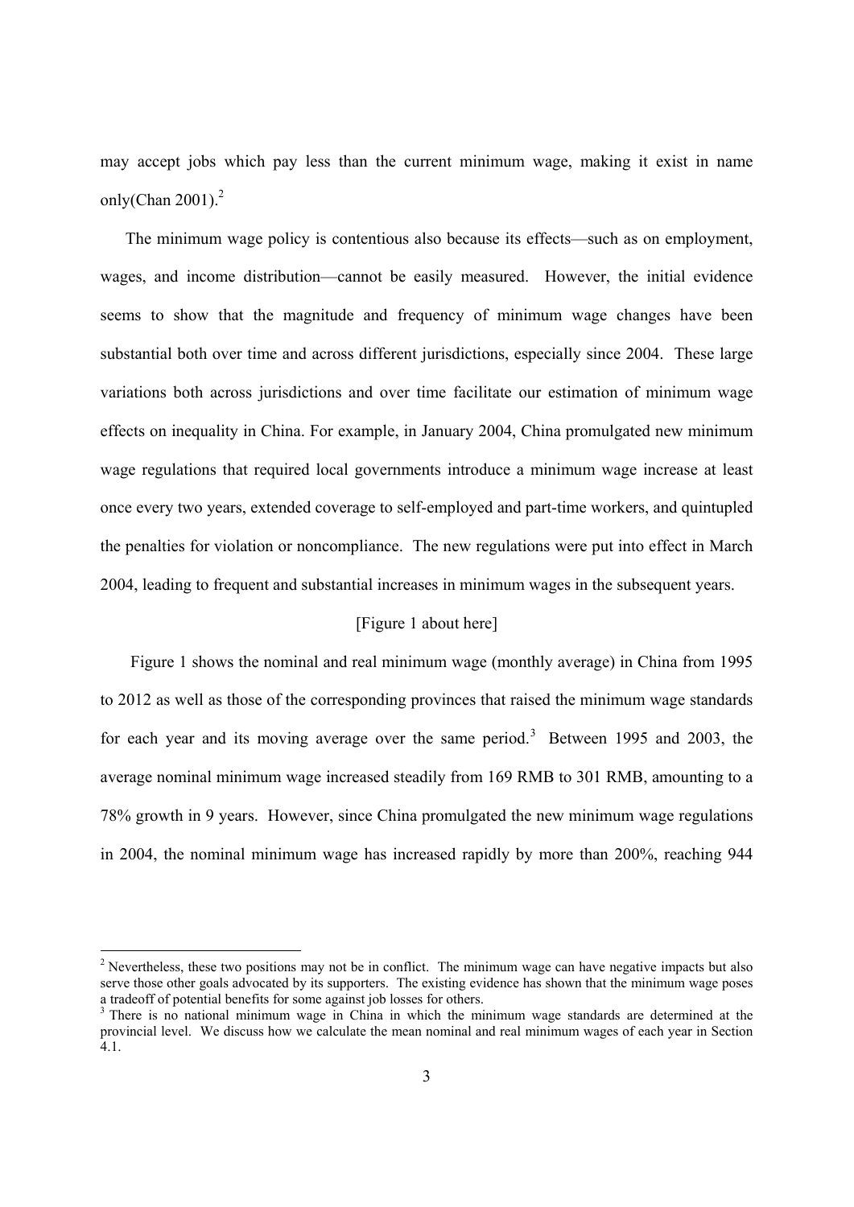may accept jobs which pay less than the current minimum wage, making it exist in name only(Chan 2001).[2]

The minimum wage policy is contentious also because its effects—such as on employment, wages, and income distribution—cannot be easily measured. However, the initial evidence seems to show that the magnitude and frequency of minimum wage changes have been substantial both over time and across different jurisdictions, especially since 2004. These large variations both across jurisdictions and over time facilitate our estimation of minimum wage effects on inequality in China. For example, in January 2004, China promulgated new minimum wage regulations that required local governments introduce a minimum wage increase at least once every two years, extended coverage to self-employed and part-time workers, and quintupled the penalties for violation or noncompliance. The new regulations were put into effect in March 2004, leading to frequent and substantial increases in minimum wages in the subsequent years.

[Figure 1 about here]

Figure 1 shows the nominal and real minimum wage (monthly average) in China from 1995 to 2012 as well as those of the corresponding provinces that raised the minimum wage standards for each year and its moving average over the same period.[3] Between 1995 and 2003, the average nominal minimum wage increased steadily from 169 RMB to 301 RMB, amounting to a 78% growth in 9 years. However, since China promulgated the new minimum wage regulations in 2004, the nominal minimum wage has increased rapidly by more than 200%, reaching 944

[2] Nevertheless, these two positions may not be in conflict. The minimum wage can have negative impacts but also serve those other goals advocated by its supporters. The existing evidence has shown that the minimum wage poses a tradeoff of potential benefits for some against job losses for others.

[3] There is no national minimum wage in China in which the minimum wage standards are determined at the provincial level. We discuss how we calculate the mean nominal and real minimum wages of each year in Section 4.1.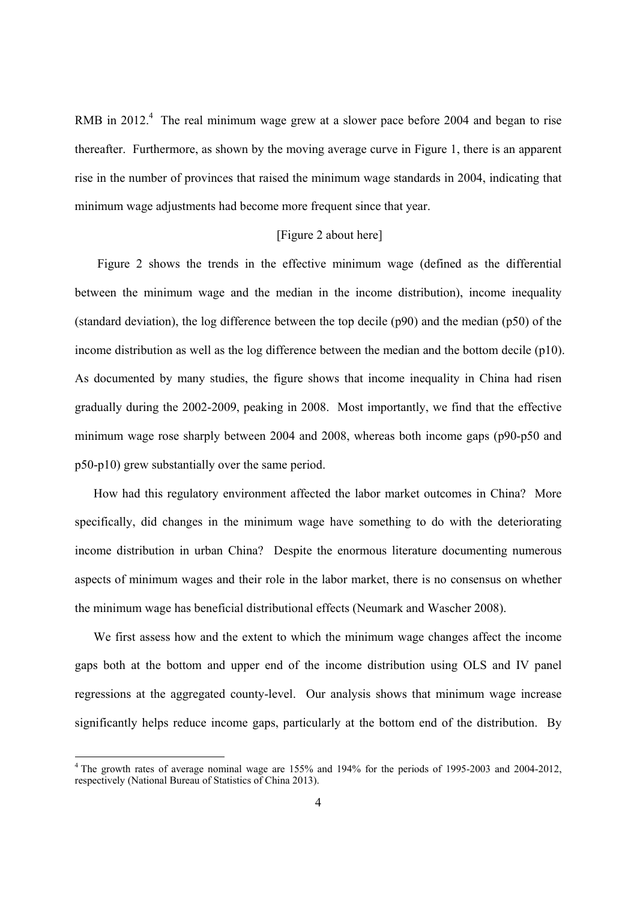RMB in 2012.[4] The real minimum wage grew at a slower pace before 2004 and began to rise thereafter. Furthermore, as shown by the moving average curve in Figure 1, there is an apparent rise in the number of provinces that raised the minimum wage standards in 2004, indicating that minimum wage adjustments had become more frequent since that year.

[Figure 2 about here]

Figure 2 shows the trends in the effective minimum wage (defined as the differential between the minimum wage and the median in the income distribution), income inequality (standard deviation), the log difference between the top decile (p90) and the median (p50) of the income distribution as well as the log difference between the median and the bottom decile (p10). As documented by many studies, the figure shows that income inequality in China had risen gradually during the 2002-2009, peaking in 2008. Most importantly, we find that the effective minimum wage rose sharply between 2004 and 2008, whereas both income gaps (p90-p50 and p50-p10) grew substantially over the same period.

How had this regulatory environment affected the labor market outcomes in China? More specifically, did changes in the minimum wage have something to do with the deteriorating income distribution in urban China? Despite the enormous literature documenting numerous aspects of minimum wages and their role in the labor market, there is no consensus on whether the minimum wage has beneficial distributional effects (Neumark and Wascher 2008).

We first assess how and the extent to which the minimum wage changes affect the income gaps both at the bottom and upper end of the income distribution using OLS and IV panel regressions at the aggregated county-level. Our analysis shows that minimum wage increase significantly helps reduce income gaps, particularly at the bottom end of the distribution. By

[4] The growth rates of average nominal wage are 155% and 194% for the periods of 1995-2003 and 2004-2012, respectively (National Bureau of Statistics of China 2013).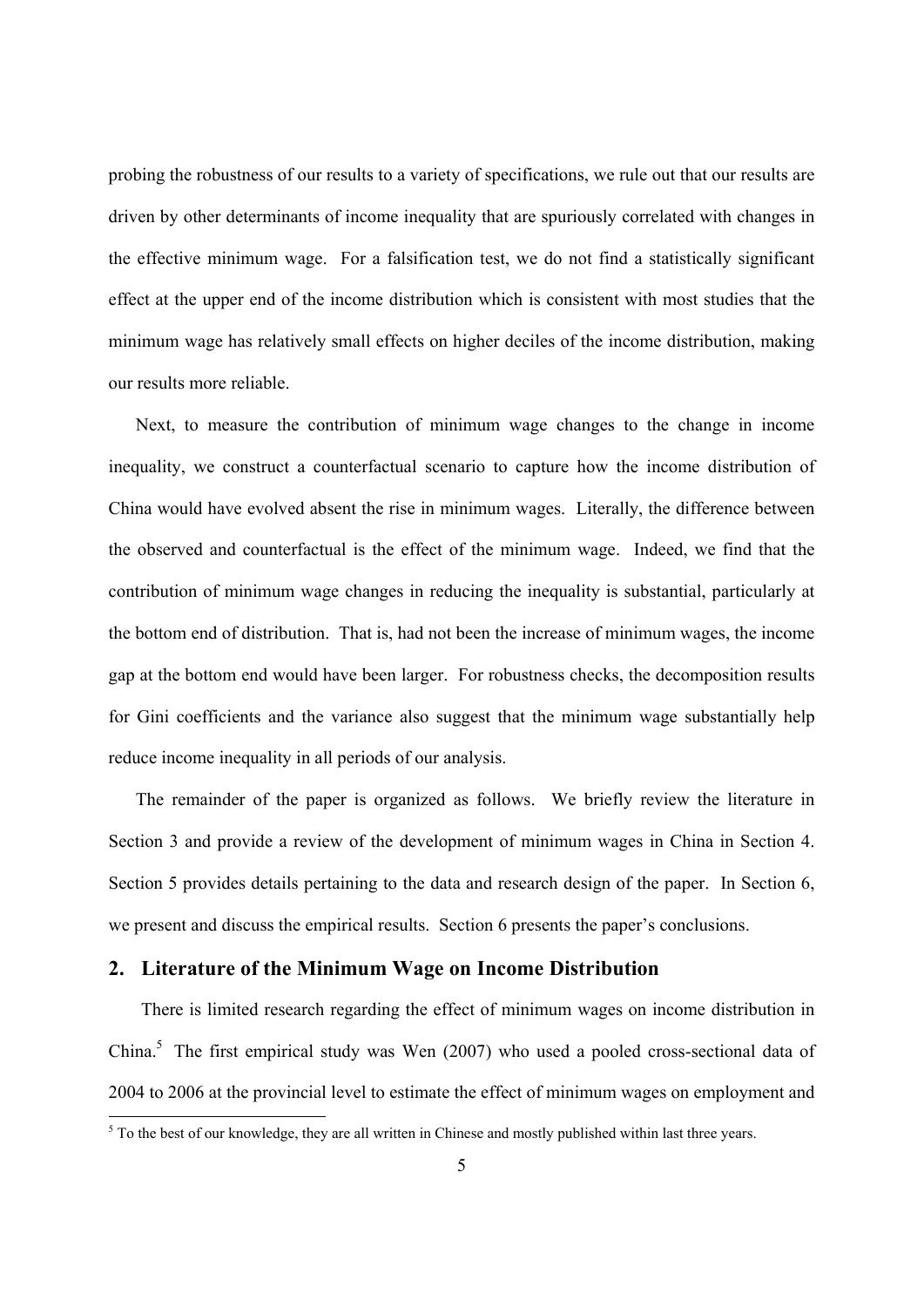probing the robustness of our results to a variety of specifications, we rule out that our results are driven by other determinants of income inequality that are spuriously correlated with changes in the effective minimum wage. For a falsification test, we do not find a statistically significant effect at the upper end of the income distribution which is consistent with most studies that the minimum wage has relatively small effects on higher deciles of the income distribution, making our results more reliable.

Next, to measure the contribution of minimum wage changes to the change in income inequality, we construct a counterfactual scenario to capture how the income distribution of China would have evolved absent the rise in minimum wages. Literally, the difference between the observed and counterfactual is the effect of the minimum wage. Indeed, we find that the contribution of minimum wage changes in reducing the inequality is substantial, particularly at the bottom end of distribution. That is, had not been the increase of minimum wages, the income gap at the bottom end would have been larger. For robustness checks, the decomposition results for Gini coefficients and the variance also suggest that the minimum wage substantially help reduce income inequality in all periods of our analysis.

The remainder of the paper is organized as follows. We briefly review the literature in Section 3 and provide a review of the development of minimum wages in China in Section 4. Section 5 provides details pertaining to the data and research design of the paper. In Section 6, we present and discuss the empirical results. Section 6 presents the paper's conclusions.

## 2. Literature of the Minimum Wage on Income Distribution

There is limited research regarding the effect of minimum wages on income distribution in China.[5] The first empirical study was Wen (2007) who used a pooled cross-sectional data of 2004 to 2006 at the provincial level to estimate the effect of minimum wages on employment and

[5] To the best of our knowledge, they are all written in Chinese and mostly published within last three years.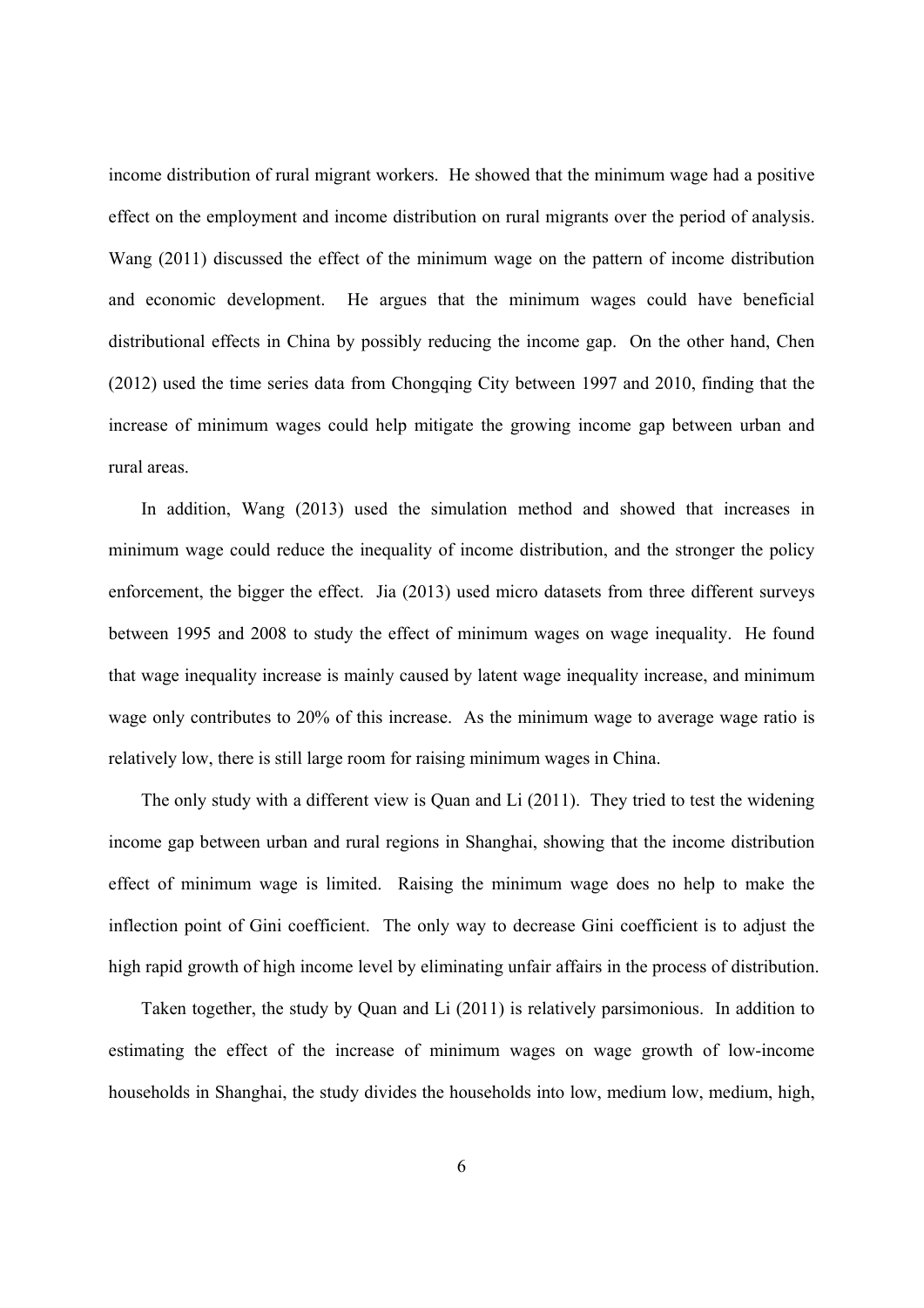income distribution of rural migrant workers. He showed that the minimum wage had a positive effect on the employment and income distribution on rural migrants over the period of analysis. Wang (2011) discussed the effect of the minimum wage on the pattern of income distribution and economic development. He argues that the minimum wages could have beneficial distributional effects in China by possibly reducing the income gap. On the other hand, Chen (2012) used the time series data from Chongqing City between 1997 and 2010, finding that the increase of minimum wages could help mitigate the growing income gap between urban and rural areas.

In addition, Wang (2013) used the simulation method and showed that increases in minimum wage could reduce the inequality of income distribution, and the stronger the policy enforcement, the bigger the effect. Jia (2013) used micro datasets from three different surveys between 1995 and 2008 to study the effect of minimum wages on wage inequality. He found that wage inequality increase is mainly caused by latent wage inequality increase, and minimum wage only contributes to 20% of this increase. As the minimum wage to average wage ratio is relatively low, there is still large room for raising minimum wages in China.

The only study with a different view is Quan and Li (2011). They tried to test the widening income gap between urban and rural regions in Shanghai, showing that the income distribution effect of minimum wage is limited. Raising the minimum wage does no help to make the inflection point of Gini coefficient. The only way to decrease Gini coefficient is to adjust the high rapid growth of high income level by eliminating unfair affairs in the process of distribution.

Taken together, the study by Quan and Li (2011) is relatively parsimonious. In addition to estimating the effect of the increase of minimum wages on wage growth of low-income households in Shanghai, the study divides the households into low, medium low, medium, high,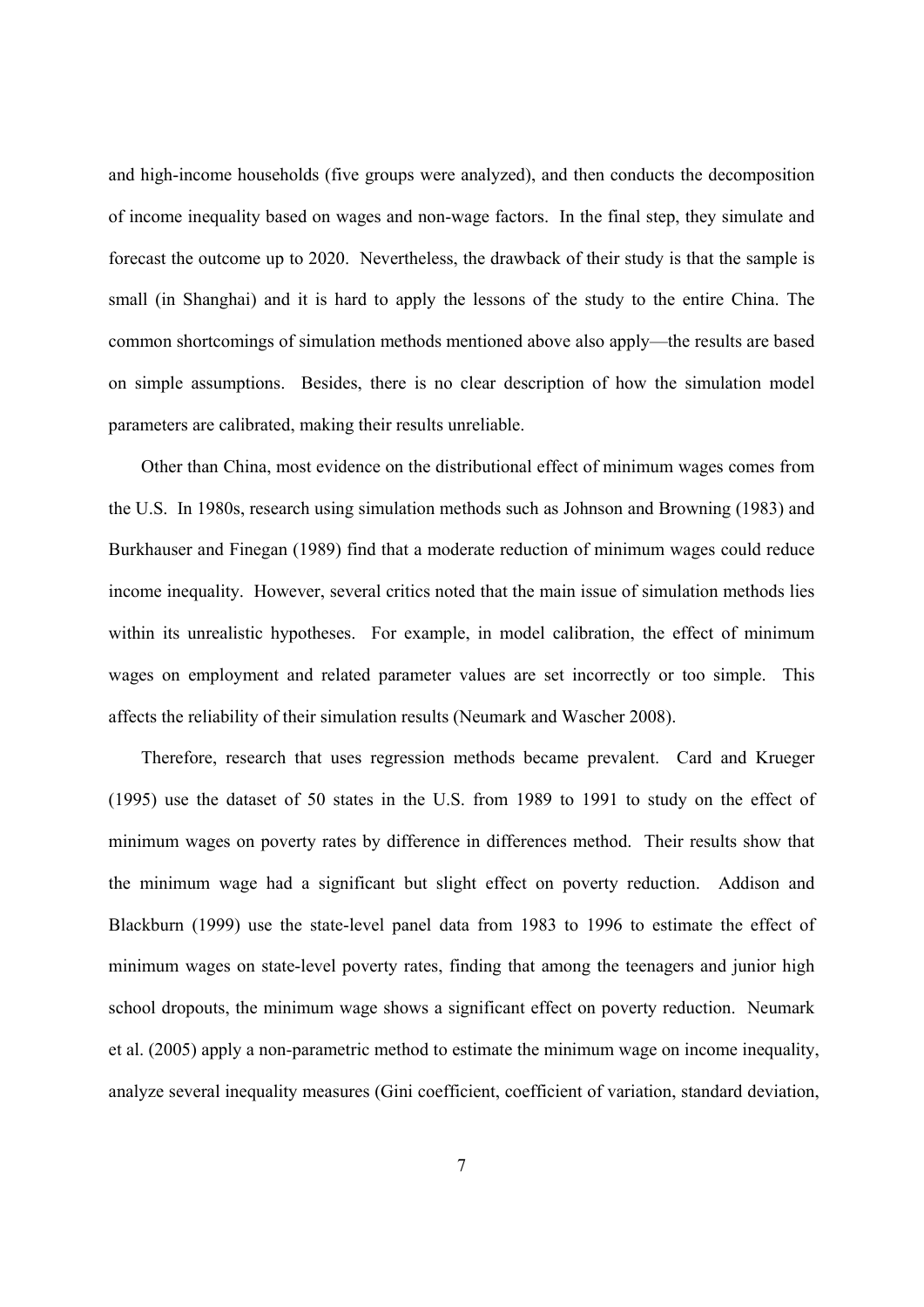and high-income households (five groups were analyzed), and then conducts the decomposition of income inequality based on wages and non-wage factors. In the final step, they simulate and forecast the outcome up to 2020. Nevertheless, the drawback of their study is that the sample is small (in Shanghai) and it is hard to apply the lessons of the study to the entire China. The common shortcomings of simulation methods mentioned above also apply—the results are based on simple assumptions. Besides, there is no clear description of how the simulation model parameters are calibrated, making their results unreliable.

Other than China, most evidence on the distributional effect of minimum wages comes from the U.S. In 1980s, research using simulation methods such as Johnson and Browning (1983) and Burkhauser and Finegan (1989) find that a moderate reduction of minimum wages could reduce income inequality. However, several critics noted that the main issue of simulation methods lies within its unrealistic hypotheses. For example, in model calibration, the effect of minimum wages on employment and related parameter values are set incorrectly or too simple. This affects the reliability of their simulation results (Neumark and Wascher 2008).

Therefore, research that uses regression methods became prevalent. Card and Krueger (1995) use the dataset of 50 states in the U.S. from 1989 to 1991 to study on the effect of minimum wages on poverty rates by difference in differences method. Their results show that the minimum wage had a significant but slight effect on poverty reduction. Addison and Blackburn (1999) use the state-level panel data from 1983 to 1996 to estimate the effect of minimum wages on state-level poverty rates, finding that among the teenagers and junior high school dropouts, the minimum wage shows a significant effect on poverty reduction. Neumark et al. (2005) apply a non-parametric method to estimate the minimum wage on income inequality, analyze several inequality measures (Gini coefficient, coefficient of variation, standard deviation,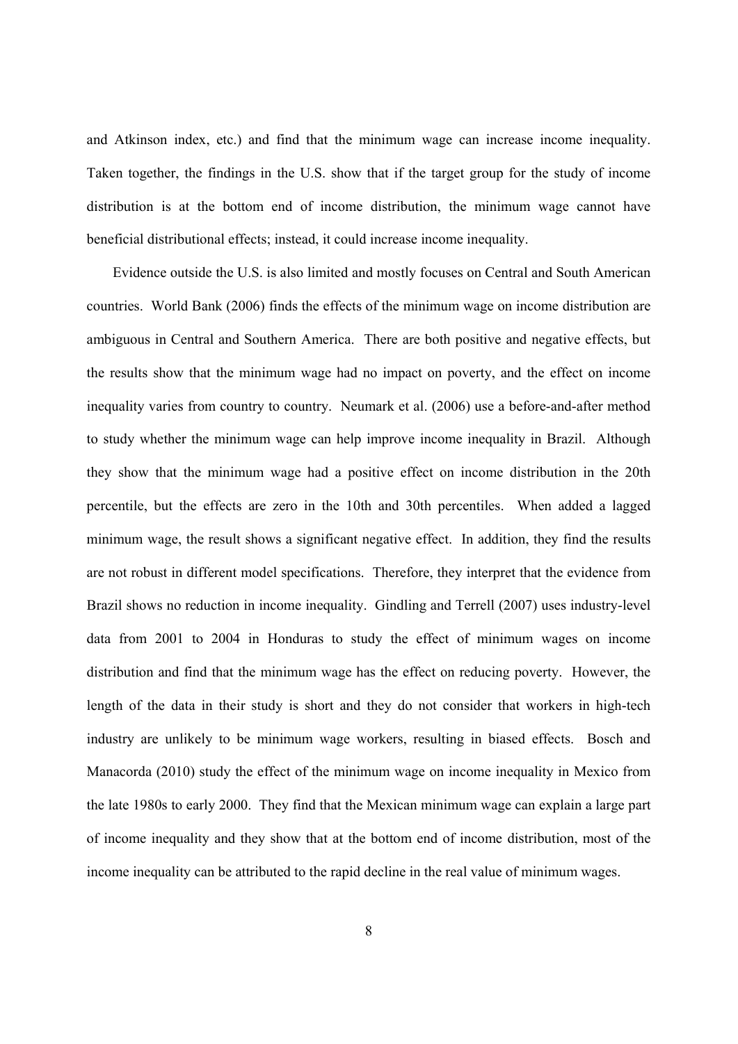and Atkinson index, etc.) and find that the minimum wage can increase income inequality. Taken together, the findings in the U.S. show that if the target group for the study of income distribution is at the bottom end of income distribution, the minimum wage cannot have beneficial distributional effects; instead, it could increase income inequality.

Evidence outside the U.S. is also limited and mostly focuses on Central and South American countries. World Bank (2006) finds the effects of the minimum wage on income distribution are ambiguous in Central and Southern America. There are both positive and negative effects, but the results show that the minimum wage had no impact on poverty, and the effect on income inequality varies from country to country. Neumark et al. (2006) use a before-and-after method to study whether the minimum wage can help improve income inequality in Brazil. Although they show that the minimum wage had a positive effect on income distribution in the 20th percentile, but the effects are zero in the 10th and 30th percentiles. When added a lagged minimum wage, the result shows a significant negative effect. In addition, they find the results are not robust in different model specifications. Therefore, they interpret that the evidence from Brazil shows no reduction in income inequality. Gindling and Terrell (2007) uses industry-level data from 2001 to 2004 in Honduras to study the effect of minimum wages on income distribution and find that the minimum wage has the effect on reducing poverty. However, the length of the data in their study is short and they do not consider that workers in high-tech industry are unlikely to be minimum wage workers, resulting in biased effects. Bosch and Manacorda (2010) study the effect of the minimum wage on income inequality in Mexico from the late 1980s to early 2000. They find that the Mexican minimum wage can explain a large part of income inequality and they show that at the bottom end of income distribution, most of the income inequality can be attributed to the rapid decline in the real value of minimum wages.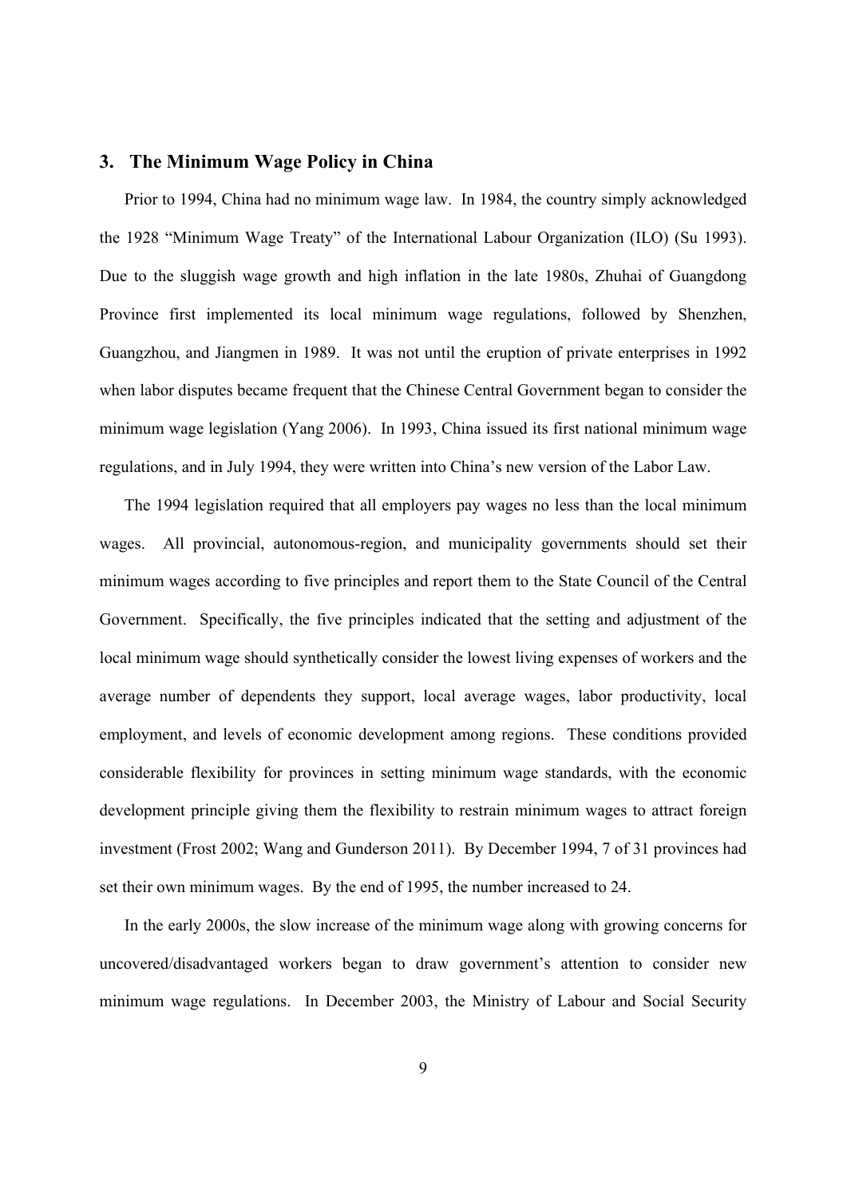## 3. The Minimum Wage Policy in China

Prior to 1994, China had no minimum wage law. In 1984, the country simply acknowledged the 1928 "Minimum Wage Treaty" of the International Labour Organization (ILO) (Su 1993). Due to the sluggish wage growth and high inflation in the late 1980s, Zhuhai of Guangdong Province first implemented its local minimum wage regulations, followed by Shenzhen, Guangzhou, and Jiangmen in 1989. It was not until the eruption of private enterprises in 1992 when labor disputes became frequent that the Chinese Central Government began to consider the minimum wage legislation (Yang 2006). In 1993, China issued its first national minimum wage regulations, and in July 1994, they were written into China's new version of the Labor Law.

The 1994 legislation required that all employers pay wages no less than the local minimum wages. All provincial, autonomous-region, and municipality governments should set their minimum wages according to five principles and report them to the State Council of the Central Government. Specifically, the five principles indicated that the setting and adjustment of the local minimum wage should synthetically consider the lowest living expenses of workers and the average number of dependents they support, local average wages, labor productivity, local employment, and levels of economic development among regions. These conditions provided considerable flexibility for provinces in setting minimum wage standards, with the economic development principle giving them the flexibility to restrain minimum wages to attract foreign investment (Frost 2002; Wang and Gunderson 2011). By December 1994, 7 of 31 provinces had set their own minimum wages. By the end of 1995, the number increased to 24.

In the early 2000s, the slow increase of the minimum wage along with growing concerns for uncovered/disadvantaged workers began to draw government's attention to consider new minimum wage regulations. In December 2003, the Ministry of Labour and Social Security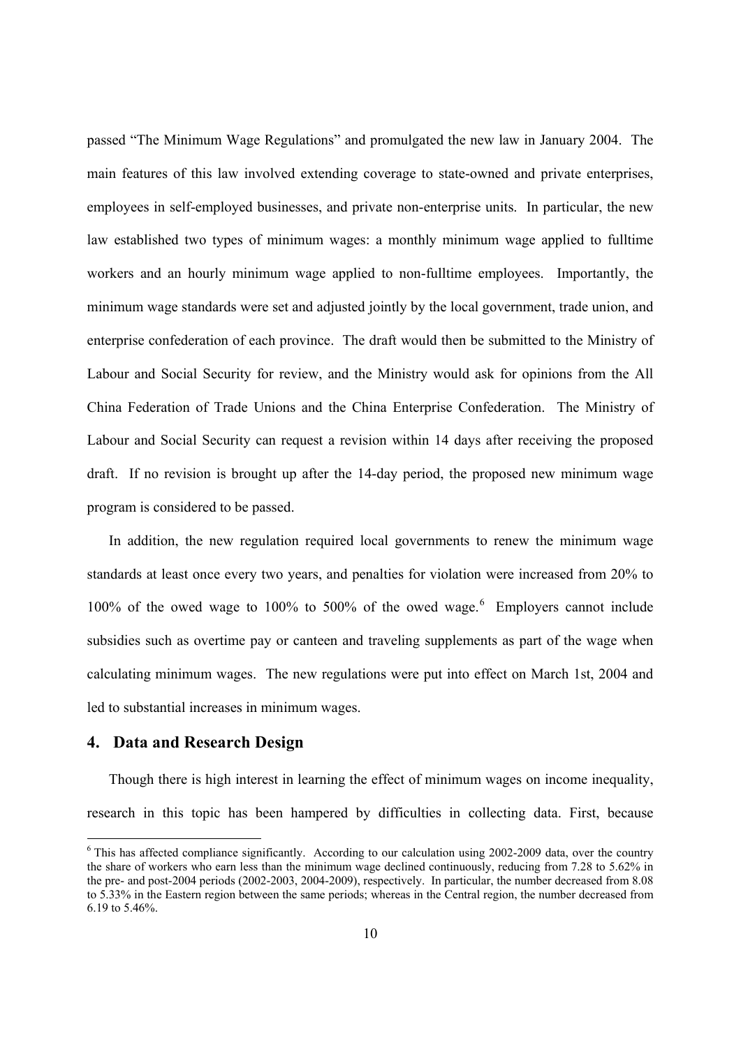passed "The Minimum Wage Regulations" and promulgated the new law in January 2004. The main features of this law involved extending coverage to state-owned and private enterprises, employees in self-employed businesses, and private non-enterprise units. In particular, the new law established two types of minimum wages: a monthly minimum wage applied to fulltime workers and an hourly minimum wage applied to non-fulltime employees. Importantly, the minimum wage standards were set and adjusted jointly by the local government, trade union, and enterprise confederation of each province. The draft would then be submitted to the Ministry of Labour and Social Security for review, and the Ministry would ask for opinions from the All China Federation of Trade Unions and the China Enterprise Confederation. The Ministry of Labour and Social Security can request a revision within 14 days after receiving the proposed draft. If no revision is brought up after the 14-day period, the proposed new minimum wage program is considered to be passed.

In addition, the new regulation required local governments to renew the minimum wage standards at least once every two years, and penalties for violation were increased from 20% to 100% of the owed wage to 100% to 500% of the owed wage.[6] Employers cannot include subsidies such as overtime pay or canteen and traveling supplements as part of the wage when calculating minimum wages. The new regulations were put into effect on March 1st, 2004 and led to substantial increases in minimum wages.

## 4. Data and Research Design

Though there is high interest in learning the effect of minimum wages on income inequality, research in this topic has been hampered by difficulties in collecting data. First, because

---

[6] This has affected compliance significantly. According to our calculation using 2002-2009 data, over the country the share of workers who earn less than the minimum wage declined continuously, reducing from 7.28 to 5.62% in the pre- and post-2004 periods (2002-2003, 2004-2009), respectively. In particular, the number decreased from 8.08 to 5.33% in the Eastern region between the same periods; whereas in the Central region, the number decreased from 6.19 to 5.46%.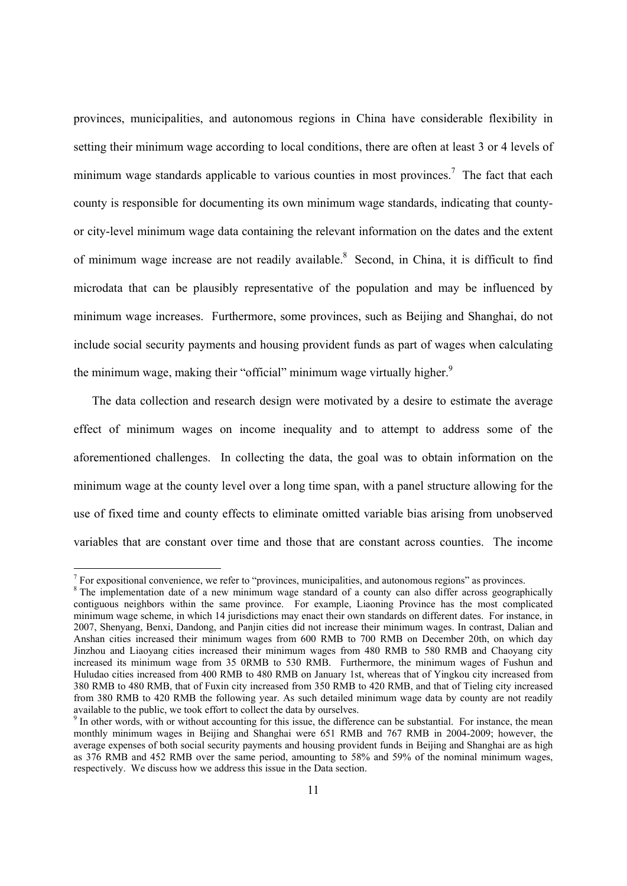provinces, municipalities, and autonomous regions in China have considerable flexibility in setting their minimum wage according to local conditions, there are often at least 3 or 4 levels of minimum wage standards applicable to various counties in most provinces.[7] The fact that each county is responsible for documenting its own minimum wage standards, indicating that county- or city-level minimum wage data containing the relevant information on the dates and the extent of minimum wage increase are not readily available.[8] Second, in China, it is difficult to find microdata that can be plausibly representative of the population and may be influenced by minimum wage increases. Furthermore, some provinces, such as Beijing and Shanghai, do not include social security payments and housing provident funds as part of wages when calculating the minimum wage, making their "official" minimum wage virtually higher.[9]

The data collection and research design were motivated by a desire to estimate the average effect of minimum wages on income inequality and to attempt to address some of the aforementioned challenges. In collecting the data, the goal was to obtain information on the minimum wage at the county level over a long time span, with a panel structure allowing for the use of fixed time and county effects to eliminate omitted variable bias arising from unobserved variables that are constant over time and those that are constant across counties. The income

---

[7] For expositional convenience, we refer to "provinces, municipalities, and autonomous regions" as provinces.

[8] The implementation date of a new minimum wage standard of a county can also differ across geographically contiguous neighbors within the same province. For example, Liaoning Province has the most complicated minimum wage scheme, in which 14 jurisdictions may enact their own standards on different dates. For instance, in 2007, Shenyang, Benxi, Dandong, and Panjin cities did not increase their minimum wages. In contrast, Dalian and Anshan cities increased their minimum wages from 600 RMB to 700 RMB on December 20th, on which day Jinzhou and Liaoyang cities increased their minimum wages from 480 RMB to 580 RMB and Chaoyang city increased its minimum wage from 35 0RMB to 530 RMB. Furthermore, the minimum wages of Fushun and Huludao cities increased from 400 RMB to 480 RMB on January 1st, whereas that of Yingkou city increased from 380 RMB to 480 RMB, that of Fuxin city increased from 350 RMB to 420 RMB, and that of Tieling city increased from 380 RMB to 420 RMB the following year. As such detailed minimum wage data by county are not readily available to the public, we took effort to collect the data by ourselves.

[9] In other words, with or without accounting for this issue, the difference can be substantial. For instance, the mean monthly minimum wages in Beijing and Shanghai were 651 RMB and 767 RMB in 2004-2009; however, the average expenses of both social security payments and housing provident funds in Beijing and Shanghai are as high as 376 RMB and 452 RMB over the same period, amounting to 58% and 59% of the nominal minimum wages, respectively. We discuss how we address this issue in the Data section.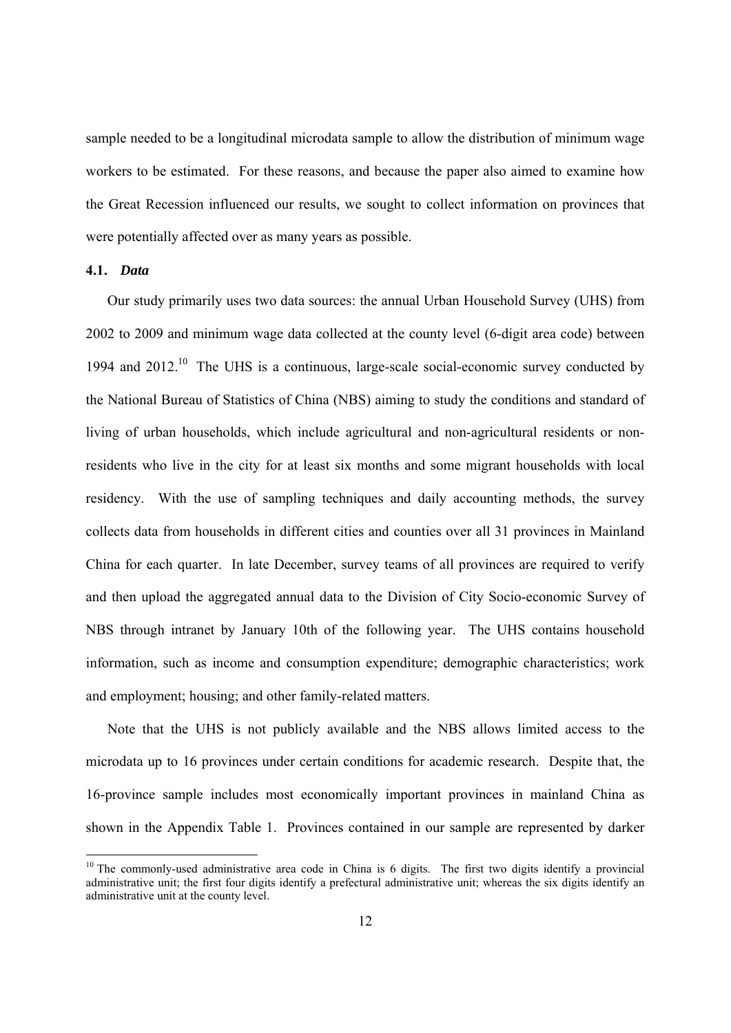sample needed to be a longitudinal microdata sample to allow the distribution of minimum wage workers to be estimated. For these reasons, and because the paper also aimed to examine how the Great Recession influenced our results, we sought to collect information on provinces that were potentially affected over as many years as possible.

### 4.1. *Data*

Our study primarily uses two data sources: the annual Urban Household Survey (UHS) from 2002 to 2009 and minimum wage data collected at the county level (6-digit area code) between 1994 and 2012.[10] The UHS is a continuous, large-scale social-economic survey conducted by the National Bureau of Statistics of China (NBS) aiming to study the conditions and standard of living of urban households, which include agricultural and non-agricultural residents or non-residents who live in the city for at least six months and some migrant households with local residency. With the use of sampling techniques and daily accounting methods, the survey collects data from households in different cities and counties over all 31 provinces in Mainland China for each quarter. In late December, survey teams of all provinces are required to verify and then upload the aggregated annual data to the Division of City Socio-economic Survey of NBS through intranet by January 10th of the following year. The UHS contains household information, such as income and consumption expenditure; demographic characteristics; work and employment; housing; and other family-related matters.

Note that the UHS is not publicly available and the NBS allows limited access to the microdata up to 16 provinces under certain conditions for academic research. Despite that, the 16-province sample includes most economically important provinces in mainland China as shown in the Appendix Table 1. Provinces contained in our sample are represented by darker

---

[10] The commonly-used administrative area code in China is 6 digits. The first two digits identify a provincial administrative unit; the first four digits identify a prefectural administrative unit; whereas the six digits identify an administrative unit at the county level.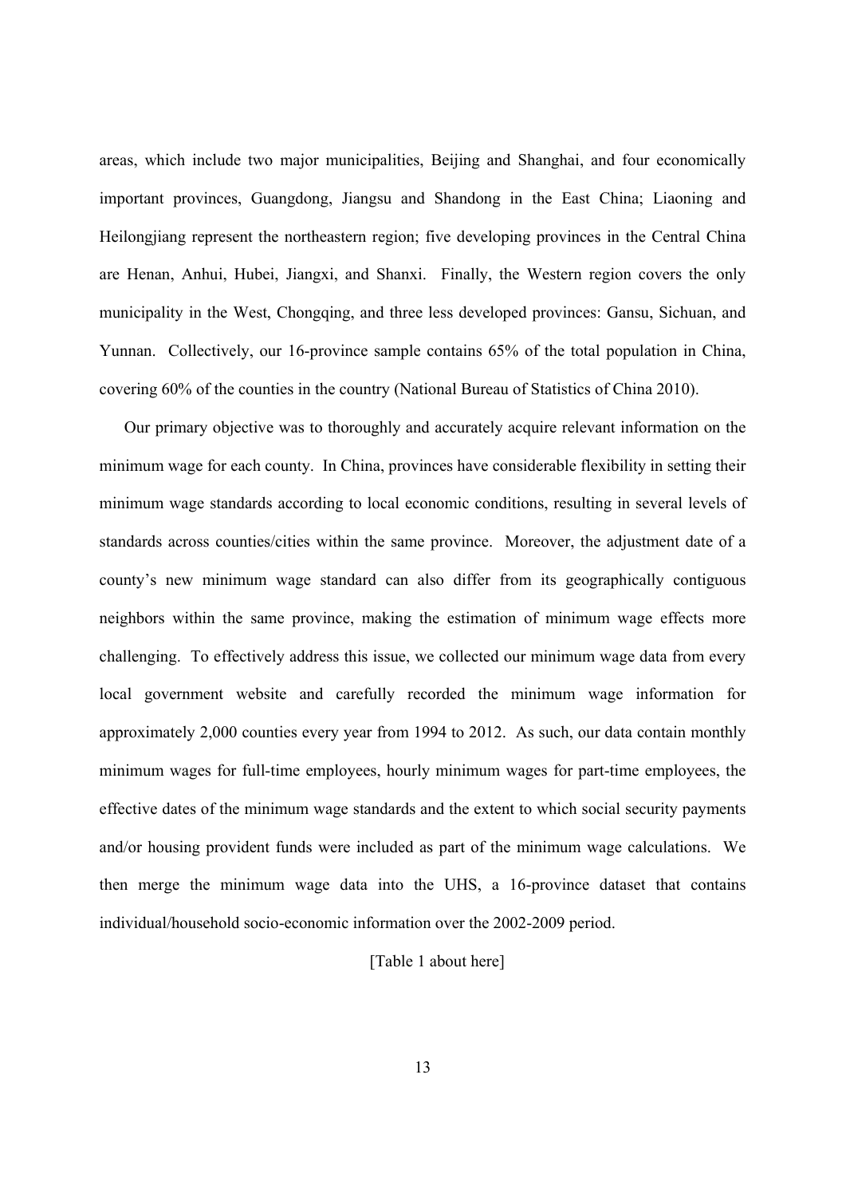areas, which include two major municipalities, Beijing and Shanghai, and four economically important provinces, Guangdong, Jiangsu and Shandong in the East China; Liaoning and Heilongjiang represent the northeastern region; five developing provinces in the Central China are Henan, Anhui, Hubei, Jiangxi, and Shanxi. Finally, the Western region covers the only municipality in the West, Chongqing, and three less developed provinces: Gansu, Sichuan, and Yunnan. Collectively, our 16-province sample contains 65% of the total population in China, covering 60% of the counties in the country (National Bureau of Statistics of China 2010).

Our primary objective was to thoroughly and accurately acquire relevant information on the minimum wage for each county. In China, provinces have considerable flexibility in setting their minimum wage standards according to local economic conditions, resulting in several levels of standards across counties/cities within the same province. Moreover, the adjustment date of a county's new minimum wage standard can also differ from its geographically contiguous neighbors within the same province, making the estimation of minimum wage effects more challenging. To effectively address this issue, we collected our minimum wage data from every local government website and carefully recorded the minimum wage information for approximately 2,000 counties every year from 1994 to 2012. As such, our data contain monthly minimum wages for full-time employees, hourly minimum wages for part-time employees, the effective dates of the minimum wage standards and the extent to which social security payments and/or housing provident funds were included as part of the minimum wage calculations. We then merge the minimum wage data into the UHS, a 16-province dataset that contains individual/household socio-economic information over the 2002-2009 period.

[Table 1 about here]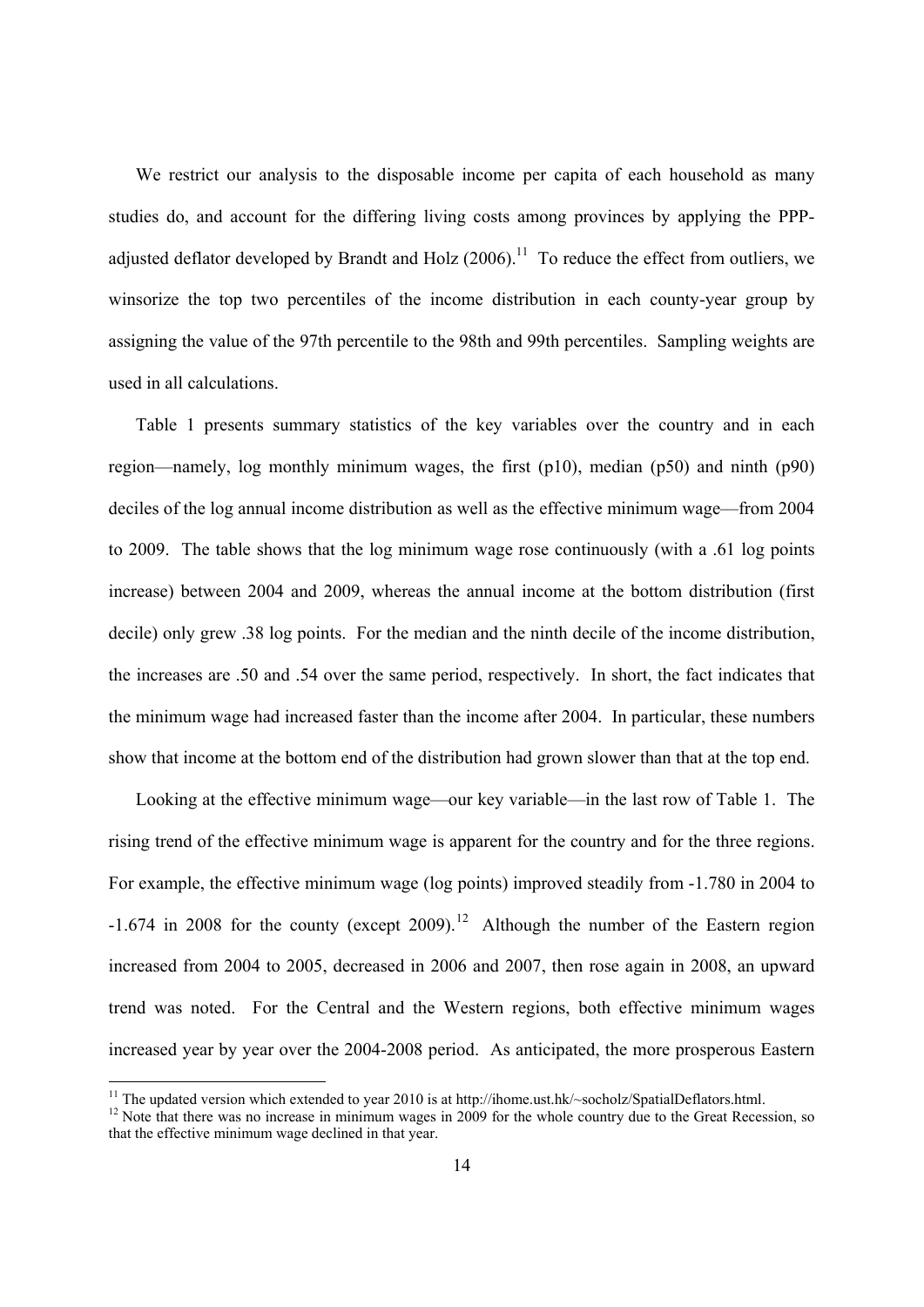We restrict our analysis to the disposable income per capita of each household as many studies do, and account for the differing living costs among provinces by applying the PPP-adjusted deflator developed by Brandt and Holz (2006).[11] To reduce the effect from outliers, we winsorize the top two percentiles of the income distribution in each county-year group by assigning the value of the 97th percentile to the 98th and 99th percentiles. Sampling weights are used in all calculations.

Table 1 presents summary statistics of the key variables over the country and in each region—namely, log monthly minimum wages, the first (p10), median (p50) and ninth (p90) deciles of the log annual income distribution as well as the effective minimum wage—from 2004 to 2009. The table shows that the log minimum wage rose continuously (with a .61 log points increase) between 2004 and 2009, whereas the annual income at the bottom distribution (first decile) only grew .38 log points. For the median and the ninth decile of the income distribution, the increases are .50 and .54 over the same period, respectively. In short, the fact indicates that the minimum wage had increased faster than the income after 2004. In particular, these numbers show that income at the bottom end of the distribution had grown slower than that at the top end.

Looking at the effective minimum wage—our key variable—in the last row of Table 1. The rising trend of the effective minimum wage is apparent for the country and for the three regions. For example, the effective minimum wage (log points) improved steadily from -1.780 in 2004 to -1.674 in 2008 for the county (except 2009).[12] Although the number of the Eastern region increased from 2004 to 2005, decreased in 2006 and 2007, then rose again in 2008, an upward trend was noted. For the Central and the Western regions, both effective minimum wages increased year by year over the 2004-2008 period. As anticipated, the more prosperous Eastern

[11] The updated version which extended to year 2010 is at http://ihome.ust.hk/~socholz/SpatialDeflators.html.

[12] Note that there was no increase in minimum wages in 2009 for the whole country due to the Great Recession, so that the effective minimum wage declined in that year.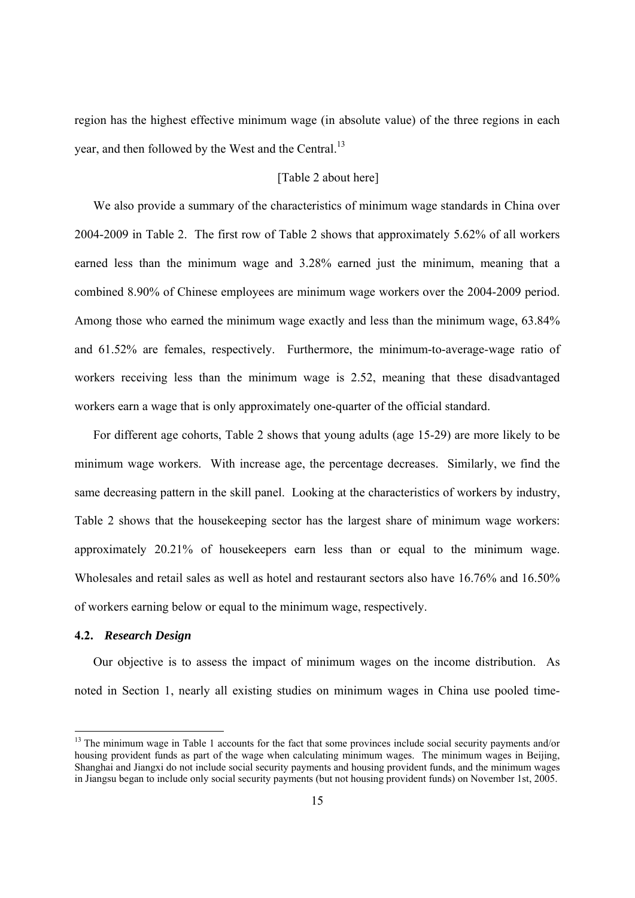region has the highest effective minimum wage (in absolute value) of the three regions in each year, and then followed by the West and the Central.[13]

[Table 2 about here]

We also provide a summary of the characteristics of minimum wage standards in China over 2004-2009 in Table 2. The first row of Table 2 shows that approximately 5.62% of all workers earned less than the minimum wage and 3.28% earned just the minimum, meaning that a combined 8.90% of Chinese employees are minimum wage workers over the 2004-2009 period. Among those who earned the minimum wage exactly and less than the minimum wage, 63.84% and 61.52% are females, respectively. Furthermore, the minimum-to-average-wage ratio of workers receiving less than the minimum wage is 2.52, meaning that these disadvantaged workers earn a wage that is only approximately one-quarter of the official standard.

For different age cohorts, Table 2 shows that young adults (age 15-29) are more likely to be minimum wage workers. With increase age, the percentage decreases. Similarly, we find the same decreasing pattern in the skill panel. Looking at the characteristics of workers by industry, Table 2 shows that the housekeeping sector has the largest share of minimum wage workers: approximately 20.21% of housekeepers earn less than or equal to the minimum wage. Wholesales and retail sales as well as hotel and restaurant sectors also have 16.76% and 16.50% of workers earning below or equal to the minimum wage, respectively.

### 4.2. *Research Design*

Our objective is to assess the impact of minimum wages on the income distribution. As noted in Section 1, nearly all existing studies on minimum wages in China use pooled time-

---

[13] The minimum wage in Table 1 accounts for the fact that some provinces include social security payments and/or housing provident funds as part of the wage when calculating minimum wages. The minimum wages in Beijing, Shanghai and Jiangxi do not include social security payments and housing provident funds, and the minimum wages in Jiangsu began to include only social security payments (but not housing provident funds) on November 1st, 2005.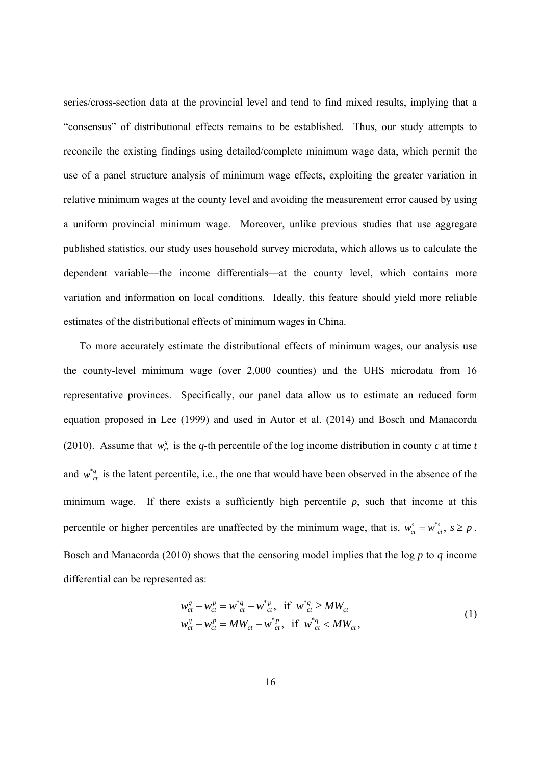series/cross-section data at the provincial level and tend to find mixed results, implying that a "consensus" of distributional effects remains to be established. Thus, our study attempts to reconcile the existing findings using detailed/complete minimum wage data, which permit the use of a panel structure analysis of minimum wage effects, exploiting the greater variation in relative minimum wages at the county level and avoiding the measurement error caused by using a uniform provincial minimum wage. Moreover, unlike previous studies that use aggregate published statistics, our study uses household survey microdata, which allows us to calculate the dependent variable—the income differentials—at the county level, which contains more variation and information on local conditions. Ideally, this feature should yield more reliable estimates of the distributional effects of minimum wages in China.

To more accurately estimate the distributional effects of minimum wages, our analysis use the county-level minimum wage (over 2,000 counties) and the UHS microdata from 16 representative provinces. Specifically, our panel data allow us to estimate an reduced form equation proposed in Lee (1999) and used in Autor et al. (2014) and Bosch and Manacorda (2010). Assume that $w_{ct}^{q}$ is the *q*-th percentile of the log income distribution in county *c* at time *t* and $w^{*q}_{ct}$ is the latent percentile, i.e., the one that would have been observed in the absence of the minimum wage. If there exists a sufficiently high percentile *p*, such that income at this percentile or higher percentiles are unaffected by the minimum wage, that is, $w_{ct}^{s} = w^{*s}_{ct},\ s \geq p$. Bosch and Manacorda (2010) shows that the censoring model implies that the log *p* to *q* income differential can be represented as:

$$
\begin{aligned}
w_{ct}^{q} - w_{ct}^{p} &= w^{*q}_{ct} - w^{*p}_{ct}, \ \text{ if } \ w^{*q}_{ct} \geq MW_{ct} \\
w_{ct}^{q} - w_{ct}^{p} &= MW_{ct} - w^{*p}_{ct}, \ \text{ if } \ w^{*q}_{ct} < MW_{ct},
\end{aligned}
\tag{1}
$$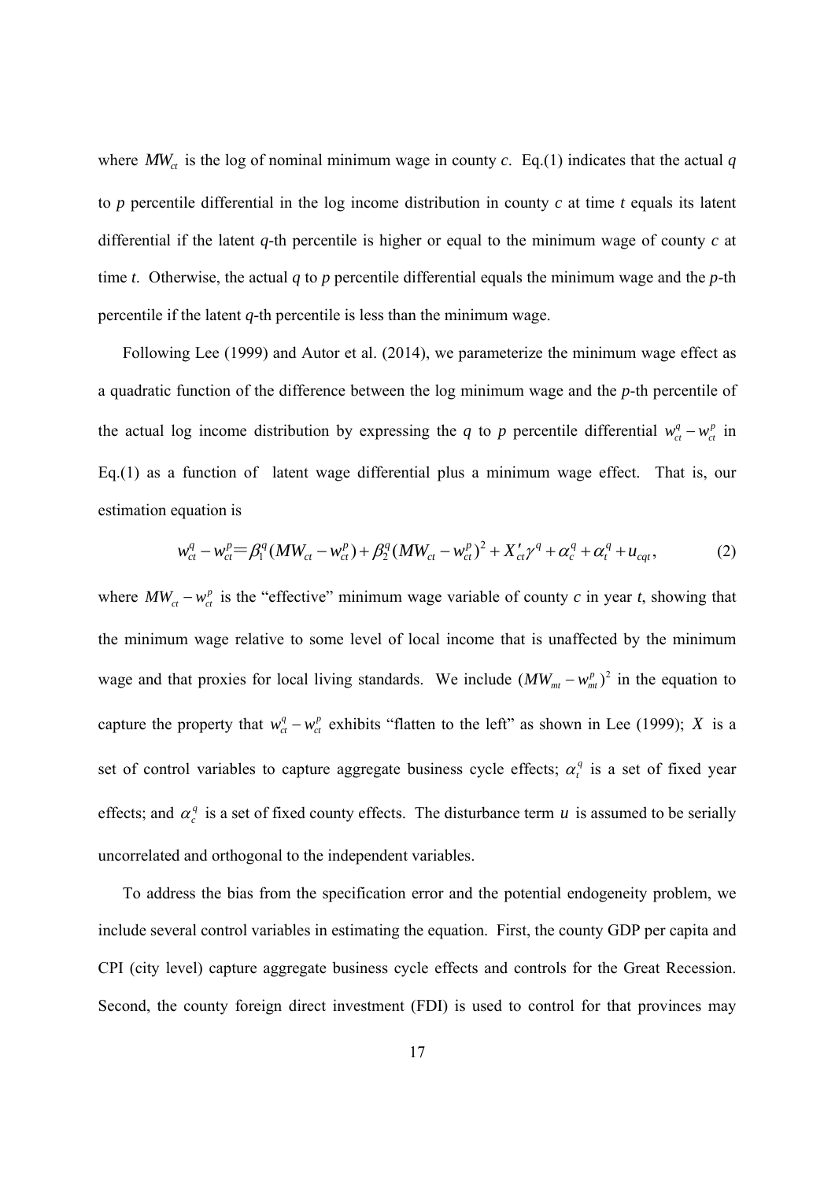where $MW_{ct}$ is the log of nominal minimum wage in county $c$. Eq.(1) indicates that the actual $q$ to $p$ percentile differential in the log income distribution in county $c$ at time $t$ equals its latent differential if the latent $q$-th percentile is higher or equal to the minimum wage of county $c$ at time $t$. Otherwise, the actual $q$ to $p$ percentile differential equals the minimum wage and the $p$-th percentile if the latent $q$-th percentile is less than the minimum wage.

Following Lee (1999) and Autor et al. (2014), we parameterize the minimum wage effect as a quadratic function of the difference between the log minimum wage and the $p$-th percentile of the actual log income distribution by expressing the $q$ to $p$ percentile differential $w_{ct}^{q} - w_{ct}^{p}$ in Eq.(1) as a function of latent wage differential plus a minimum wage effect. That is, our estimation equation is

$$w_{ct}^{q} - w_{ct}^{p} = \beta_1^{q}(MW_{ct} - w_{ct}^{p}) + \beta_2^{q}(MW_{ct} - w_{ct}^{p})^2 + X_{ct}'\gamma^{q} + \alpha_c^{q} + \alpha_t^{q} + u_{cqt}, \tag{2}$$

where $MW_{ct} - w_{ct}^{p}$ is the "effective" minimum wage variable of county $c$ in year $t$, showing that the minimum wage relative to some level of local income that is unaffected by the minimum wage and that proxies for local living standards. We include $(MW_{mt} - w_{mt}^{p})^2$ in the equation to capture the property that $w_{ct}^{q} - w_{ct}^{p}$ exhibits "flatten to the left" as shown in Lee (1999); $X$ is a set of control variables to capture aggregate business cycle effects; $\alpha_t^{q}$ is a set of fixed year effects; and $\alpha_c^{q}$ is a set of fixed county effects. The disturbance term $u$ is assumed to be serially uncorrelated and orthogonal to the independent variables.

To address the bias from the specification error and the potential endogeneity problem, we include several control variables in estimating the equation. First, the county GDP per capita and CPI (city level) capture aggregate business cycle effects and controls for the Great Recession. Second, the county foreign direct investment (FDI) is used to control for that provinces may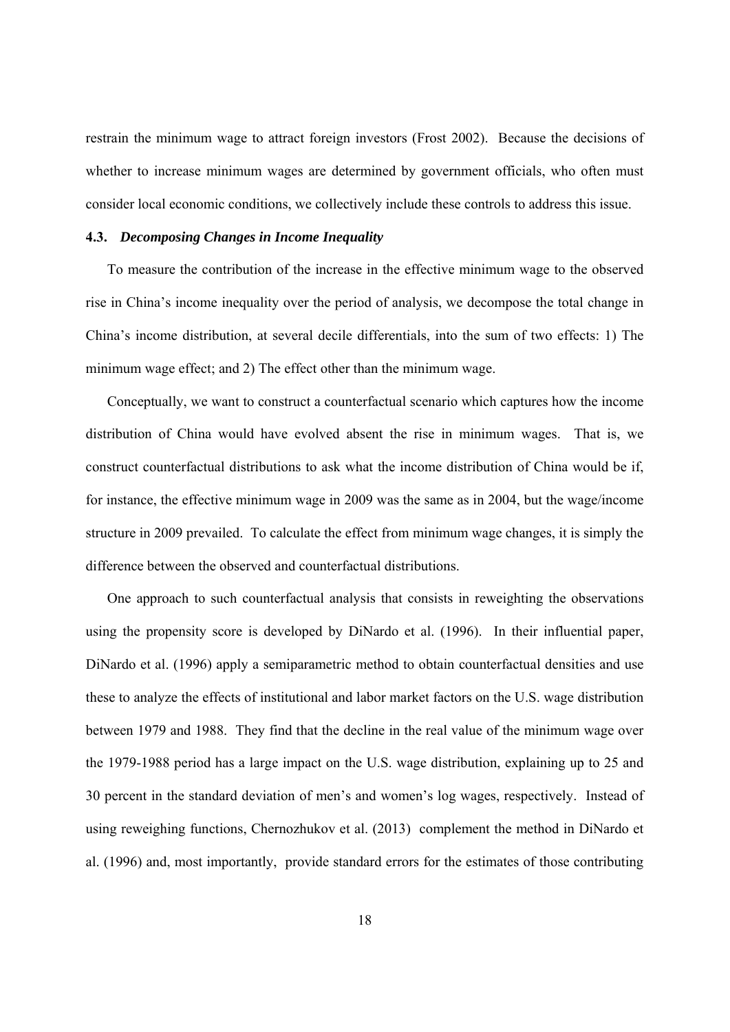restrain the minimum wage to attract foreign investors (Frost 2002). Because the decisions of whether to increase minimum wages are determined by government officials, who often must consider local economic conditions, we collectively include these controls to address this issue.

### 4.3. *Decomposing Changes in Income Inequality*

To measure the contribution of the increase in the effective minimum wage to the observed rise in China's income inequality over the period of analysis, we decompose the total change in China's income distribution, at several decile differentials, into the sum of two effects: 1) The minimum wage effect; and 2) The effect other than the minimum wage.

Conceptually, we want to construct a counterfactual scenario which captures how the income distribution of China would have evolved absent the rise in minimum wages. That is, we construct counterfactual distributions to ask what the income distribution of China would be if, for instance, the effective minimum wage in 2009 was the same as in 2004, but the wage/income structure in 2009 prevailed. To calculate the effect from minimum wage changes, it is simply the difference between the observed and counterfactual distributions.

One approach to such counterfactual analysis that consists in reweighting the observations using the propensity score is developed by DiNardo et al. (1996). In their influential paper, DiNardo et al. (1996) apply a semiparametric method to obtain counterfactual densities and use these to analyze the effects of institutional and labor market factors on the U.S. wage distribution between 1979 and 1988. They find that the decline in the real value of the minimum wage over the 1979-1988 period has a large impact on the U.S. wage distribution, explaining up to 25 and 30 percent in the standard deviation of men's and women's log wages, respectively. Instead of using reweighing functions, Chernozhukov et al. (2013) complement the method in DiNardo et al. (1996) and, most importantly, provide standard errors for the estimates of those contributing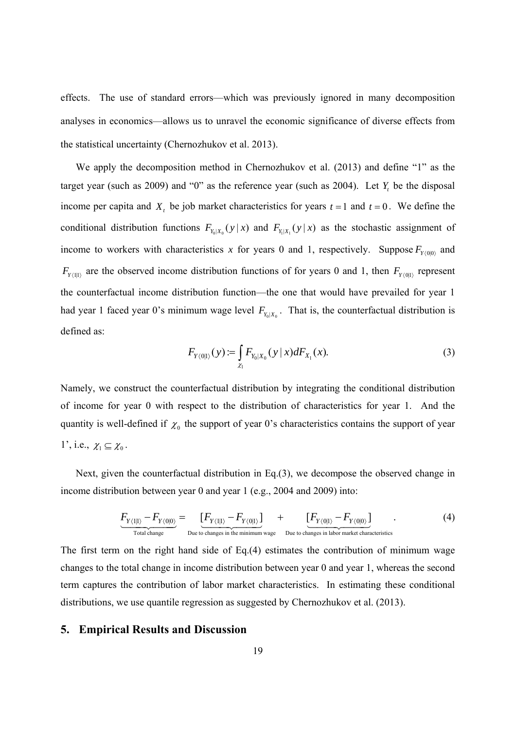effects. The use of standard errors—which was previously ignored in many decomposition analyses in economics—allows us to unravel the economic significance of diverse effects from the statistical uncertainty (Chernozhukov et al. 2013).

We apply the decomposition method in Chernozhukov et al. (2013) and define "1" as the target year (such as 2009) and "0" as the reference year (such as 2004). Let $Y_t$ be the disposal income per capita and $X_t$ be job market characteristics for years $t=1$ and $t=0$. We define the conditional distribution functions $F_{Y_0|X_0}(y|x)$ and $F_{Y_1|X_1}(y|x)$ as the stochastic assignment of income to workers with characteristics *x* for years 0 and 1, respectively. Suppose $F_{Y\langle 0|0\rangle}$ and $F_{Y\langle 1|1\rangle}$ are the observed income distribution functions of for years 0 and 1, then $F_{Y\langle 0|1\rangle}$ represent the counterfactual income distribution function—the one that would have prevailed for year 1 had year 1 faced year 0's minimum wage level $F_{Y_0|X_0}$. That is, the counterfactual distribution is defined as:

$$F_{Y\langle 0|1\rangle}(y) := \int_{\chi_1} F_{Y_0|X_0}(y|x)dF_{X_1}(x). \tag{3}$$

Namely, we construct the counterfactual distribution by integrating the conditional distribution of income for year 0 with respect to the distribution of characteristics for year 1. And the quantity is well-defined if $\chi_0$ the support of year 0's characteristics contains the support of year 1', i.e., $\chi_1 \subseteq \chi_0$.

Next, given the counterfactual distribution in Eq.(3), we decompose the observed change in income distribution between year 0 and year 1 (e.g., 2004 and 2009) into:

$$\underbrace{F_{Y\langle 1|1\rangle} - F_{Y\langle 0|0\rangle}}_{\text{Total change}} = \underbrace{[F_{Y\langle 1|1\rangle} - F_{Y\langle 0|1\rangle}]}_{\text{Due to changes in the minimum wage}} + \underbrace{[F_{Y\langle 0|1\rangle} - F_{Y\langle 0|0\rangle}]}_{\text{Due to changes in labor market characteristics}}. \tag{4}$$

The first term on the right hand side of Eq.(4) estimates the contribution of minimum wage changes to the total change in income distribution between year 0 and year 1, whereas the second term captures the contribution of labor market characteristics. In estimating these conditional distributions, we use quantile regression as suggested by Chernozhukov et al. (2013).

## 5. Empirical Results and Discussion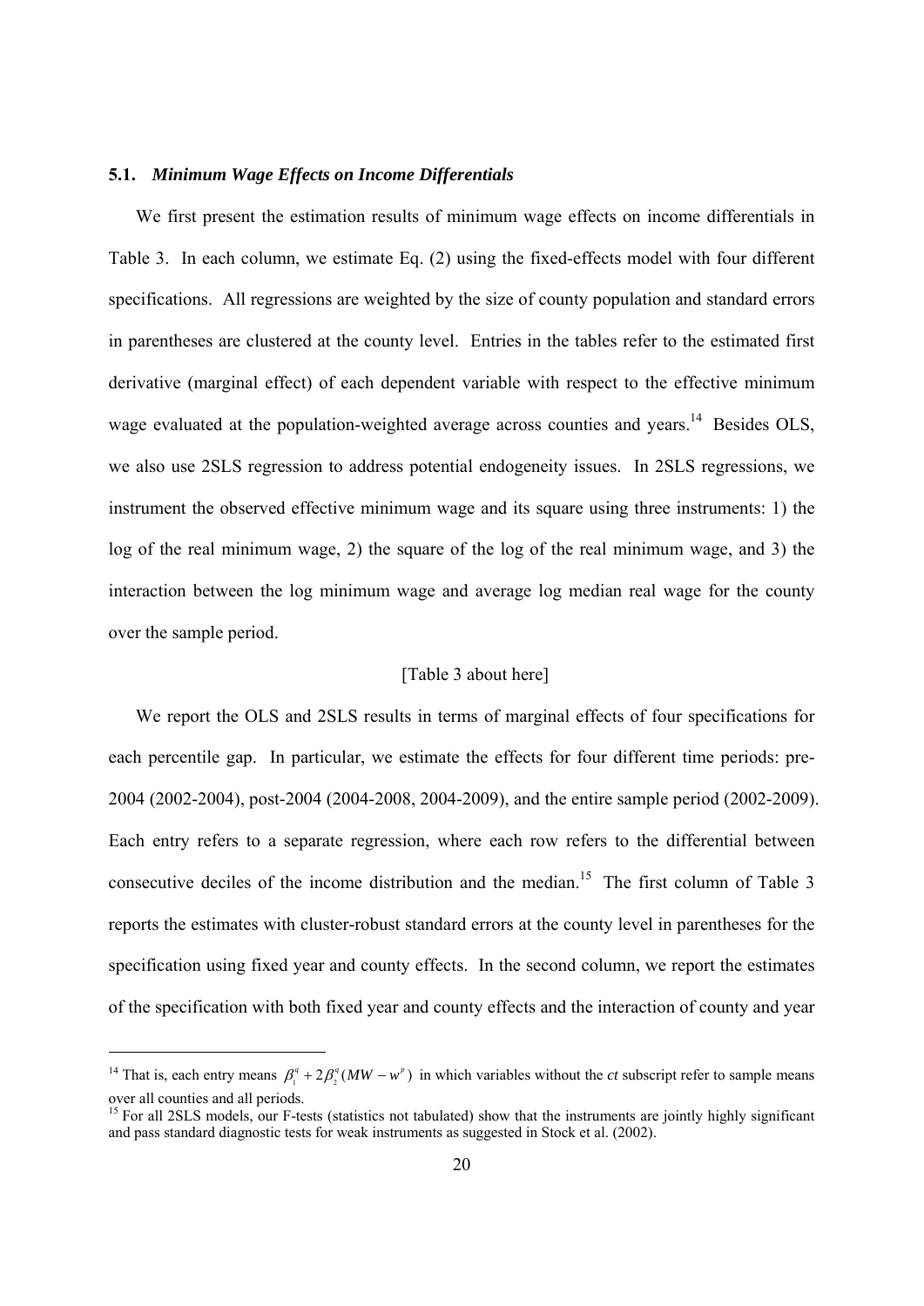### 5.1. *Minimum Wage Effects on Income Differentials*

We first present the estimation results of minimum wage effects on income differentials in Table 3. In each column, we estimate Eq. (2) using the fixed-effects model with four different specifications. All regressions are weighted by the size of county population and standard errors in parentheses are clustered at the county level. Entries in the tables refer to the estimated first derivative (marginal effect) of each dependent variable with respect to the effective minimum wage evaluated at the population-weighted average across counties and years.[14] Besides OLS, we also use 2SLS regression to address potential endogeneity issues. In 2SLS regressions, we instrument the observed effective minimum wage and its square using three instruments: 1) the log of the real minimum wage, 2) the square of the log of the real minimum wage, and 3) the interaction between the log minimum wage and average log median real wage for the county over the sample period.

[Table 3 about here]

We report the OLS and 2SLS results in terms of marginal effects of four specifications for each percentile gap. In particular, we estimate the effects for four different time periods: pre-2004 (2002-2004), post-2004 (2004-2008, 2004-2009), and the entire sample period (2002-2009). Each entry refers to a separate regression, where each row refers to the differential between consecutive deciles of the income distribution and the median.[15] The first column of Table 3 reports the estimates with cluster-robust standard errors at the county level in parentheses for the specification using fixed year and county effects. In the second column, we report the estimates of the specification with both fixed year and county effects and the interaction of county and year

---

[14] That is, each entry means $\beta_1^q + 2\beta_2^q(MW - w^p)$ in which variables without the *ct* subscript refer to sample means over all counties and all periods.

[15] For all 2SLS models, our F-tests (statistics not tabulated) show that the instruments are jointly highly significant and pass standard diagnostic tests for weak instruments as suggested in Stock et al. (2002).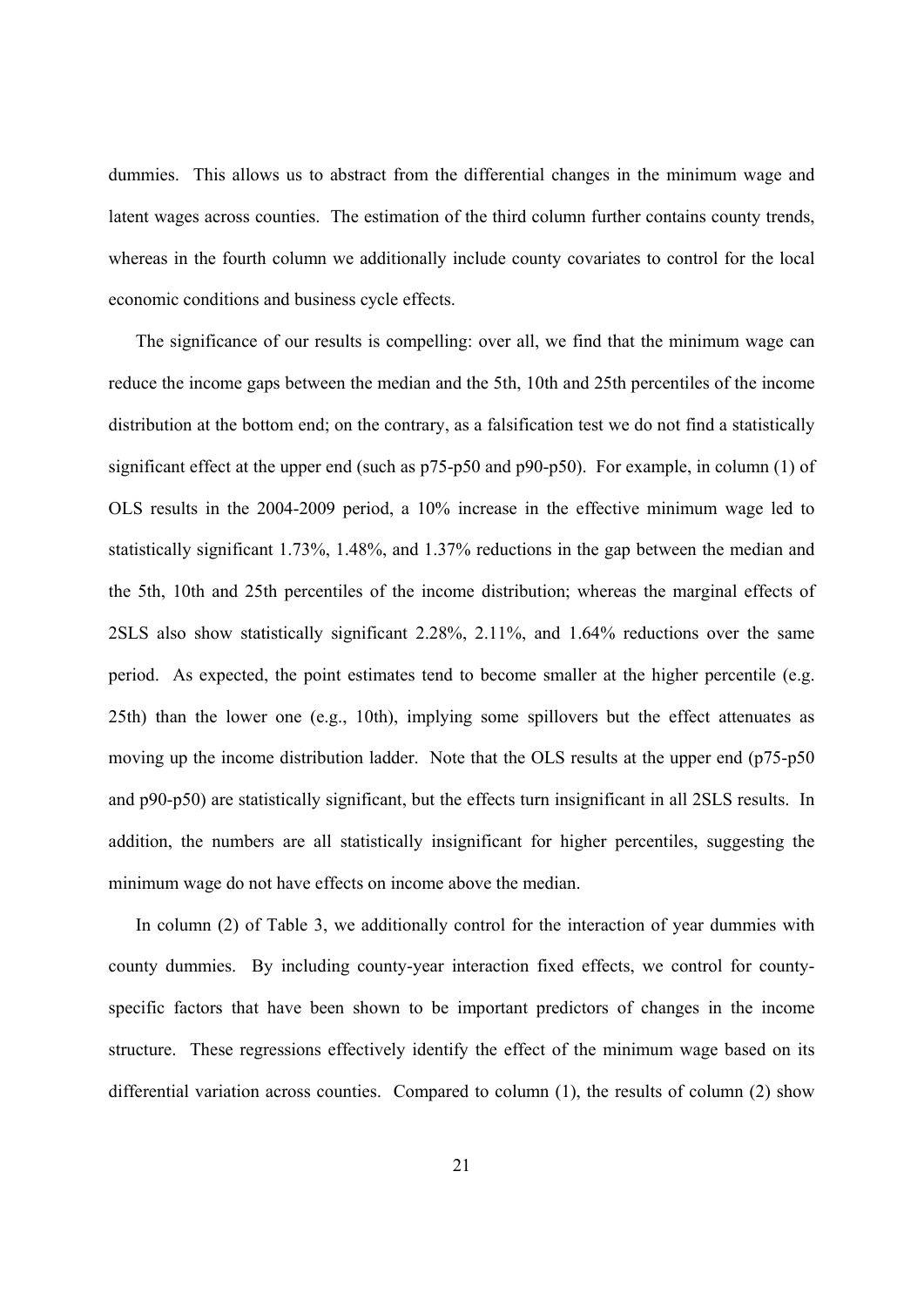dummies. This allows us to abstract from the differential changes in the minimum wage and latent wages across counties. The estimation of the third column further contains county trends, whereas in the fourth column we additionally include county covariates to control for the local economic conditions and business cycle effects.

The significance of our results is compelling: over all, we find that the minimum wage can reduce the income gaps between the median and the 5th, 10th and 25th percentiles of the income distribution at the bottom end; on the contrary, as a falsification test we do not find a statistically significant effect at the upper end (such as p75-p50 and p90-p50). For example, in column (1) of OLS results in the 2004-2009 period, a 10% increase in the effective minimum wage led to statistically significant 1.73%, 1.48%, and 1.37% reductions in the gap between the median and the 5th, 10th and 25th percentiles of the income distribution; whereas the marginal effects of 2SLS also show statistically significant 2.28%, 2.11%, and 1.64% reductions over the same period. As expected, the point estimates tend to become smaller at the higher percentile (e.g. 25th) than the lower one (e.g., 10th), implying some spillovers but the effect attenuates as moving up the income distribution ladder. Note that the OLS results at the upper end (p75-p50 and p90-p50) are statistically significant, but the effects turn insignificant in all 2SLS results. In addition, the numbers are all statistically insignificant for higher percentiles, suggesting the minimum wage do not have effects on income above the median.

In column (2) of Table 3, we additionally control for the interaction of year dummies with county dummies. By including county-year interaction fixed effects, we control for county-specific factors that have been shown to be important predictors of changes in the income structure. These regressions effectively identify the effect of the minimum wage based on its differential variation across counties. Compared to column (1), the results of column (2) show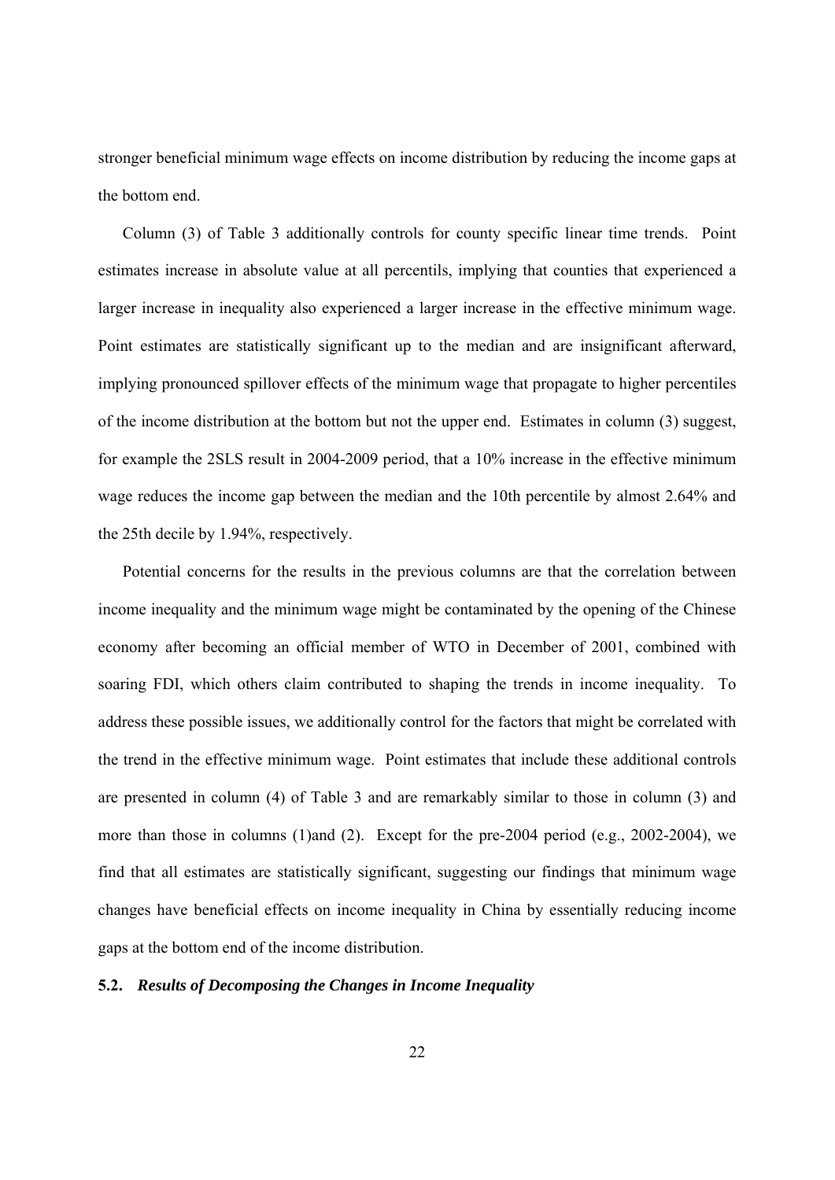stronger beneficial minimum wage effects on income distribution by reducing the income gaps at the bottom end.

Column (3) of Table 3 additionally controls for county specific linear time trends. Point estimates increase in absolute value at all percentils, implying that counties that experienced a larger increase in inequality also experienced a larger increase in the effective minimum wage. Point estimates are statistically significant up to the median and are insignificant afterward, implying pronounced spillover effects of the minimum wage that propagate to higher percentiles of the income distribution at the bottom but not the upper end. Estimates in column (3) suggest, for example the 2SLS result in 2004-2009 period, that a 10% increase in the effective minimum wage reduces the income gap between the median and the 10th percentile by almost 2.64% and the 25th decile by 1.94%, respectively.

Potential concerns for the results in the previous columns are that the correlation between income inequality and the minimum wage might be contaminated by the opening of the Chinese economy after becoming an official member of WTO in December of 2001, combined with soaring FDI, which others claim contributed to shaping the trends in income inequality. To address these possible issues, we additionally control for the factors that might be correlated with the trend in the effective minimum wage. Point estimates that include these additional controls are presented in column (4) of Table 3 and are remarkably similar to those in column (3) and more than those in columns (1)and (2). Except for the pre-2004 period (e.g., 2002-2004), we find that all estimates are statistically significant, suggesting our findings that minimum wage changes have beneficial effects on income inequality in China by essentially reducing income gaps at the bottom end of the income distribution.

### 5.2. *Results of Decomposing the Changes in Income Inequality*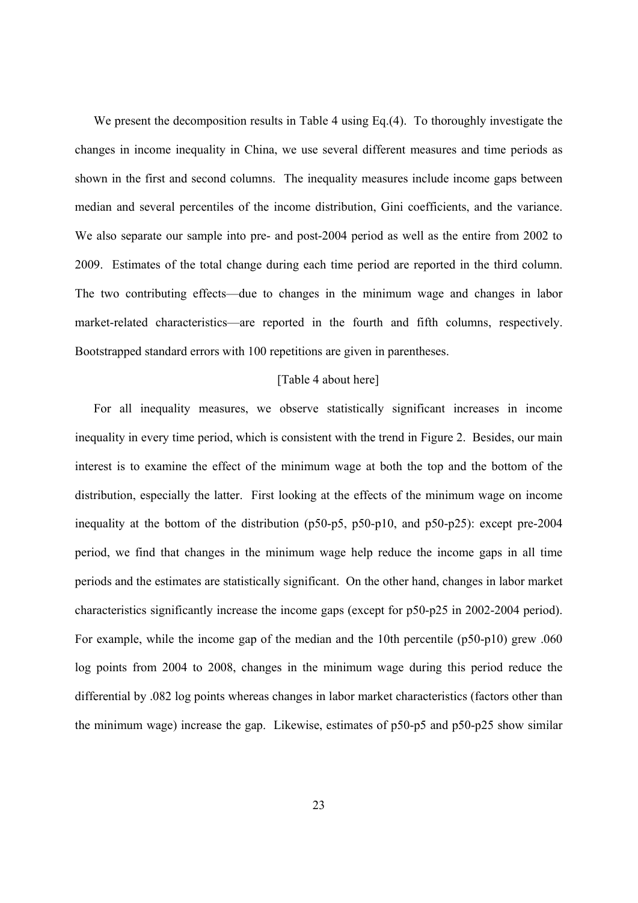We present the decomposition results in Table 4 using Eq.(4). To thoroughly investigate the changes in income inequality in China, we use several different measures and time periods as shown in the first and second columns. The inequality measures include income gaps between median and several percentiles of the income distribution, Gini coefficients, and the variance. We also separate our sample into pre- and post-2004 period as well as the entire from 2002 to 2009. Estimates of the total change during each time period are reported in the third column. The two contributing effects—due to changes in the minimum wage and changes in labor market-related characteristics—are reported in the fourth and fifth columns, respectively. Bootstrapped standard errors with 100 repetitions are given in parentheses.

[Table 4 about here]

For all inequality measures, we observe statistically significant increases in income inequality in every time period, which is consistent with the trend in Figure 2. Besides, our main interest is to examine the effect of the minimum wage at both the top and the bottom of the distribution, especially the latter. First looking at the effects of the minimum wage on income inequality at the bottom of the distribution (p50-p5, p50-p10, and p50-p25): except pre-2004 period, we find that changes in the minimum wage help reduce the income gaps in all time periods and the estimates are statistically significant. On the other hand, changes in labor market characteristics significantly increase the income gaps (except for p50-p25 in 2002-2004 period). For example, while the income gap of the median and the 10th percentile (p50-p10) grew .060 log points from 2004 to 2008, changes in the minimum wage during this period reduce the differential by .082 log points whereas changes in labor market characteristics (factors other than the minimum wage) increase the gap. Likewise, estimates of p50-p5 and p50-p25 show similar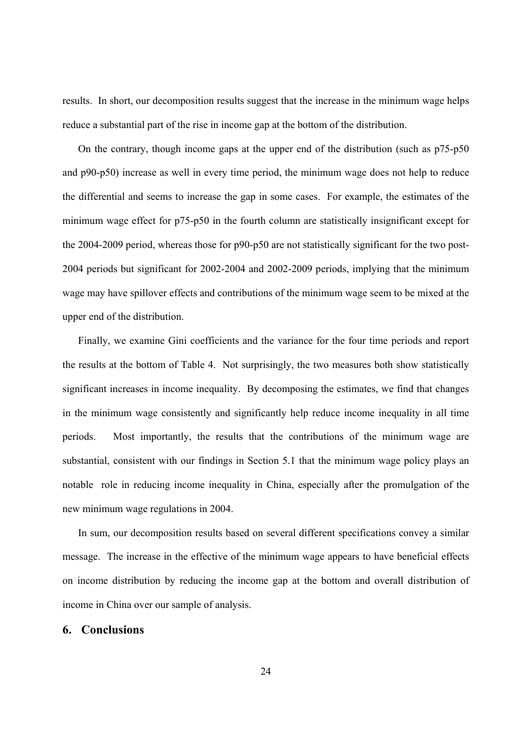results. In short, our decomposition results suggest that the increase in the minimum wage helps reduce a substantial part of the rise in income gap at the bottom of the distribution.

On the contrary, though income gaps at the upper end of the distribution (such as p75-p50 and p90-p50) increase as well in every time period, the minimum wage does not help to reduce the differential and seems to increase the gap in some cases. For example, the estimates of the minimum wage effect for p75-p50 in the fourth column are statistically insignificant except for the 2004-2009 period, whereas those for p90-p50 are not statistically significant for the two post-2004 periods but significant for 2002-2004 and 2002-2009 periods, implying that the minimum wage may have spillover effects and contributions of the minimum wage seem to be mixed at the upper end of the distribution.

Finally, we examine Gini coefficients and the variance for the four time periods and report the results at the bottom of Table 4. Not surprisingly, the two measures both show statistically significant increases in income inequality. By decomposing the estimates, we find that changes in the minimum wage consistently and significantly help reduce income inequality in all time periods. Most importantly, the results that the contributions of the minimum wage are substantial, consistent with our findings in Section 5.1 that the minimum wage policy plays an notable role in reducing income inequality in China, especially after the promulgation of the new minimum wage regulations in 2004.

In sum, our decomposition results based on several different specifications convey a similar message. The increase in the effective of the minimum wage appears to have beneficial effects on income distribution by reducing the income gap at the bottom and overall distribution of income in China over our sample of analysis.

## 6. Conclusions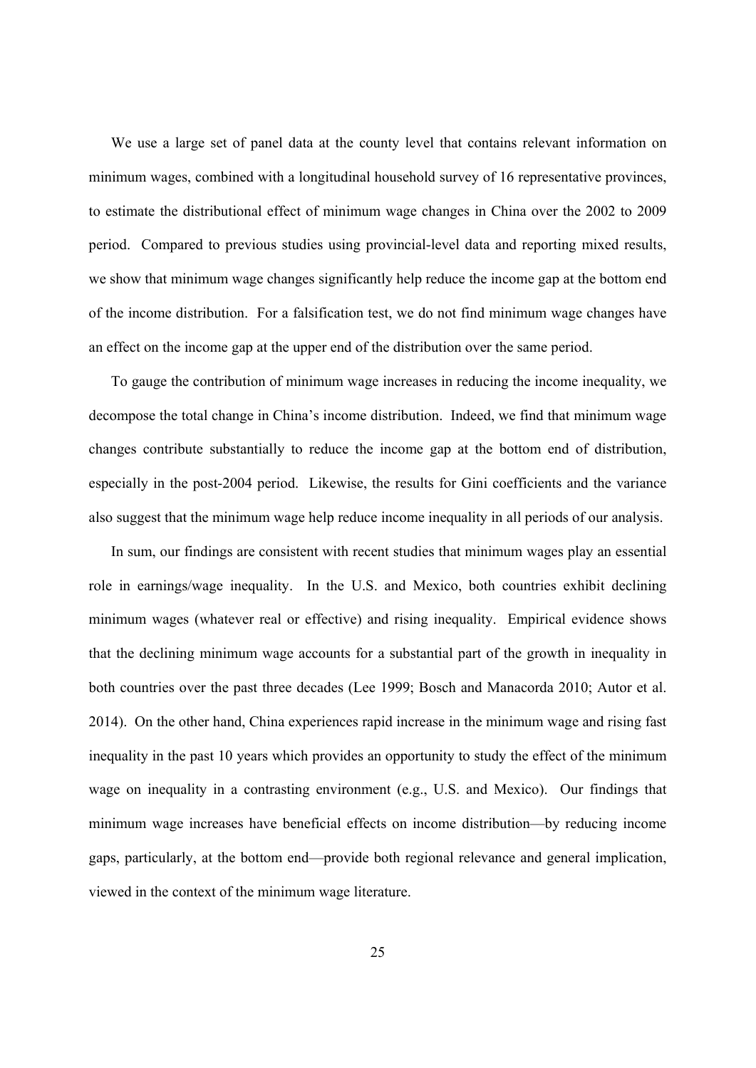We use a large set of panel data at the county level that contains relevant information on minimum wages, combined with a longitudinal household survey of 16 representative provinces, to estimate the distributional effect of minimum wage changes in China over the 2002 to 2009 period. Compared to previous studies using provincial-level data and reporting mixed results, we show that minimum wage changes significantly help reduce the income gap at the bottom end of the income distribution. For a falsification test, we do not find minimum wage changes have an effect on the income gap at the upper end of the distribution over the same period.

To gauge the contribution of minimum wage increases in reducing the income inequality, we decompose the total change in China's income distribution. Indeed, we find that minimum wage changes contribute substantially to reduce the income gap at the bottom end of distribution, especially in the post-2004 period. Likewise, the results for Gini coefficients and the variance also suggest that the minimum wage help reduce income inequality in all periods of our analysis.

In sum, our findings are consistent with recent studies that minimum wages play an essential role in earnings/wage inequality. In the U.S. and Mexico, both countries exhibit declining minimum wages (whatever real or effective) and rising inequality. Empirical evidence shows that the declining minimum wage accounts for a substantial part of the growth in inequality in both countries over the past three decades (Lee 1999; Bosch and Manacorda 2010; Autor et al. 2014). On the other hand, China experiences rapid increase in the minimum wage and rising fast inequality in the past 10 years which provides an opportunity to study the effect of the minimum wage on inequality in a contrasting environment (e.g., U.S. and Mexico). Our findings that minimum wage increases have beneficial effects on income distribution—by reducing income gaps, particularly, at the bottom end—provide both regional relevance and general implication, viewed in the context of the minimum wage literature.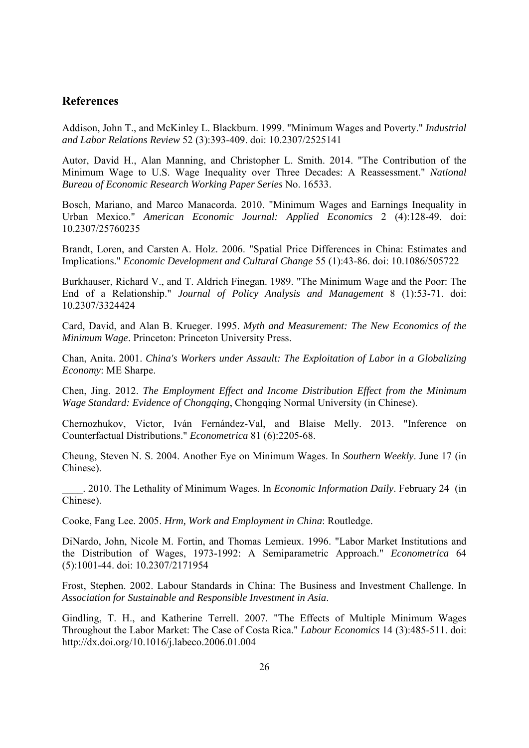## References

Addison, John T., and McKinley L. Blackburn. 1999. "Minimum Wages and Poverty." *Industrial and Labor Relations Review* 52 (3):393-409. doi: 10.2307/2525141

Autor, David H., Alan Manning, and Christopher L. Smith. 2014. "The Contribution of the Minimum Wage to U.S. Wage Inequality over Three Decades: A Reassessment." *National Bureau of Economic Research Working Paper Series* No. 16533.

Bosch, Mariano, and Marco Manacorda. 2010. "Minimum Wages and Earnings Inequality in Urban Mexico." *American Economic Journal: Applied Economics* 2 (4):128-49. doi: 10.2307/25760235

Brandt, Loren, and Carsten A. Holz. 2006. "Spatial Price Differences in China: Estimates and Implications." *Economic Development and Cultural Change* 55 (1):43-86. doi: 10.1086/505722

Burkhauser, Richard V., and T. Aldrich Finegan. 1989. "The Minimum Wage and the Poor: The End of a Relationship." *Journal of Policy Analysis and Management* 8 (1):53-71. doi: 10.2307/3324424

Card, David, and Alan B. Krueger. 1995. *Myth and Measurement: The New Economics of the Minimum Wage*. Princeton: Princeton University Press.

Chan, Anita. 2001. *China's Workers under Assault: The Exploitation of Labor in a Globalizing Economy*: ME Sharpe.

Chen, Jing. 2012. *The Employment Effect and Income Distribution Effect from the Minimum Wage Standard: Evidence of Chongqing*, Chongqing Normal University (in Chinese).

Chernozhukov, Victor, Iván Fernández-Val, and Blaise Melly. 2013. "Inference on Counterfactual Distributions." *Econometrica* 81 (6):2205-68.

Cheung, Steven N. S. 2004. Another Eye on Minimum Wages. In *Southern Weekly*. June 17 (in Chinese).

____. 2010. The Lethality of Minimum Wages. In *Economic Information Daily*. February 24 (in Chinese).

Cooke, Fang Lee. 2005. *Hrm, Work and Employment in China*: Routledge.

DiNardo, John, Nicole M. Fortin, and Thomas Lemieux. 1996. "Labor Market Institutions and the Distribution of Wages, 1973-1992: A Semiparametric Approach." *Econometrica* 64 (5):1001-44. doi: 10.2307/2171954

Frost, Stephen. 2002. Labour Standards in China: The Business and Investment Challenge. In *Association for Sustainable and Responsible Investment in Asia*.

Gindling, T. H., and Katherine Terrell. 2007. "The Effects of Multiple Minimum Wages Throughout the Labor Market: The Case of Costa Rica." *Labour Economics* 14 (3):485-511. doi: http://dx.doi.org/10.1016/j.labeco.2006.01.004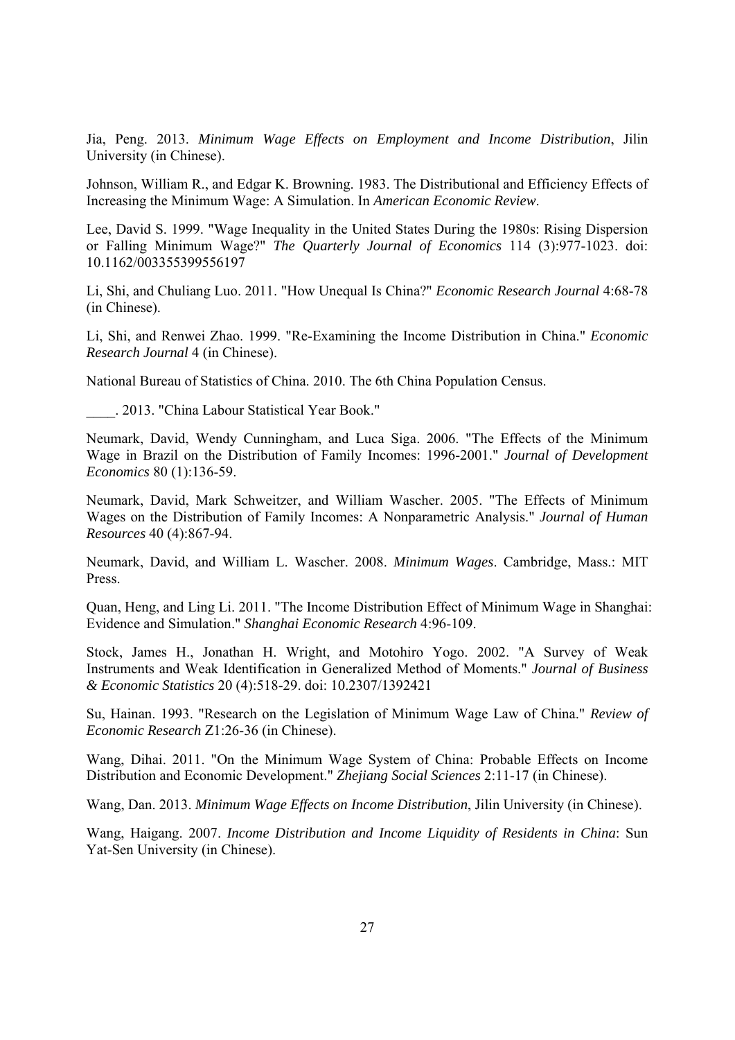Jia, Peng. 2013. *Minimum Wage Effects on Employment and Income Distribution*, Jilin University (in Chinese).

Johnson, William R., and Edgar K. Browning. 1983. The Distributional and Efficiency Effects of Increasing the Minimum Wage: A Simulation. In *American Economic Review*.

Lee, David S. 1999. "Wage Inequality in the United States During the 1980s: Rising Dispersion or Falling Minimum Wage?" *The Quarterly Journal of Economics* 114 (3):977-1023. doi: 10.1162/003355399556197

Li, Shi, and Chuliang Luo. 2011. "How Unequal Is China?" *Economic Research Journal* 4:68-78 (in Chinese).

Li, Shi, and Renwei Zhao. 1999. "Re-Examining the Income Distribution in China." *Economic Research Journal* 4 (in Chinese).

National Bureau of Statistics of China. 2010. The 6th China Population Census.

____. 2013. "China Labour Statistical Year Book."

Neumark, David, Wendy Cunningham, and Luca Siga. 2006. "The Effects of the Minimum Wage in Brazil on the Distribution of Family Incomes: 1996-2001." *Journal of Development Economics* 80 (1):136-59.

Neumark, David, Mark Schweitzer, and William Wascher. 2005. "The Effects of Minimum Wages on the Distribution of Family Incomes: A Nonparametric Analysis." *Journal of Human Resources* 40 (4):867-94.

Neumark, David, and William L. Wascher. 2008. *Minimum Wages*. Cambridge, Mass.: MIT Press.

Quan, Heng, and Ling Li. 2011. "The Income Distribution Effect of Minimum Wage in Shanghai: Evidence and Simulation." *Shanghai Economic Research* 4:96-109.

Stock, James H., Jonathan H. Wright, and Motohiro Yogo. 2002. "A Survey of Weak Instruments and Weak Identification in Generalized Method of Moments." *Journal of Business & Economic Statistics* 20 (4):518-29. doi: 10.2307/1392421

Su, Hainan. 1993. "Research on the Legislation of Minimum Wage Law of China." *Review of Economic Research* Z1:26-36 (in Chinese).

Wang, Dihai. 2011. "On the Minimum Wage System of China: Probable Effects on Income Distribution and Economic Development." *Zhejiang Social Sciences* 2:11-17 (in Chinese).

Wang, Dan. 2013. *Minimum Wage Effects on Income Distribution*, Jilin University (in Chinese).

Wang, Haigang. 2007. *Income Distribution and Income Liquidity of Residents in China*: Sun Yat-Sen University (in Chinese).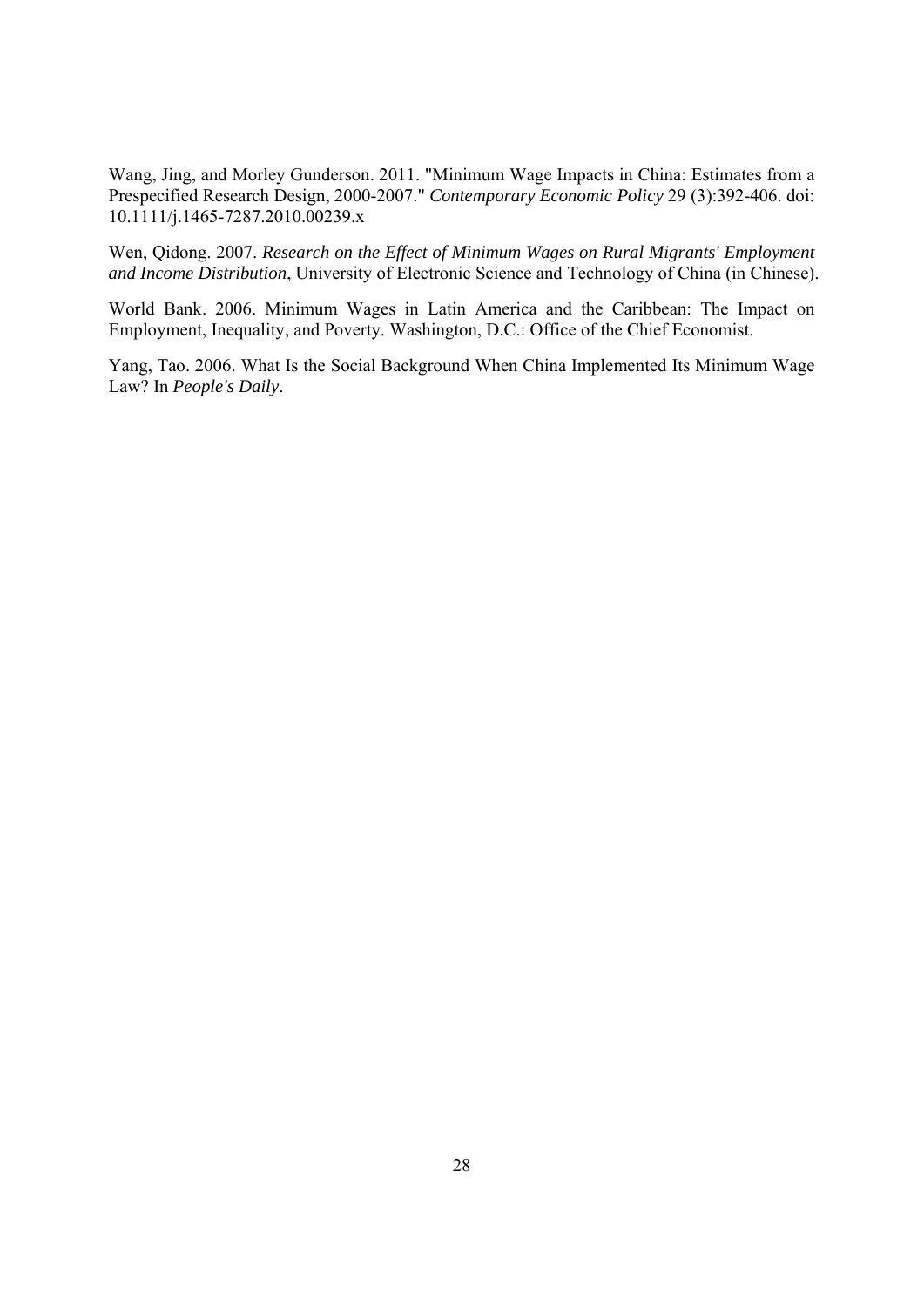Wang, Jing, and Morley Gunderson. 2011. "Minimum Wage Impacts in China: Estimates from a Prespecified Research Design, 2000-2007." *Contemporary Economic Policy* 29 (3):392-406. doi: 10.1111/j.1465-7287.2010.00239.x

Wen, Qidong. 2007. *Research on the Effect of Minimum Wages on Rural Migrants' Employment and Income Distribution*, University of Electronic Science and Technology of China (in Chinese).

World Bank. 2006. Minimum Wages in Latin America and the Caribbean: The Impact on Employment, Inequality, and Poverty. Washington, D.C.: Office of the Chief Economist.

Yang, Tao. 2006. What Is the Social Background When China Implemented Its Minimum Wage Law? In *People's Daily*.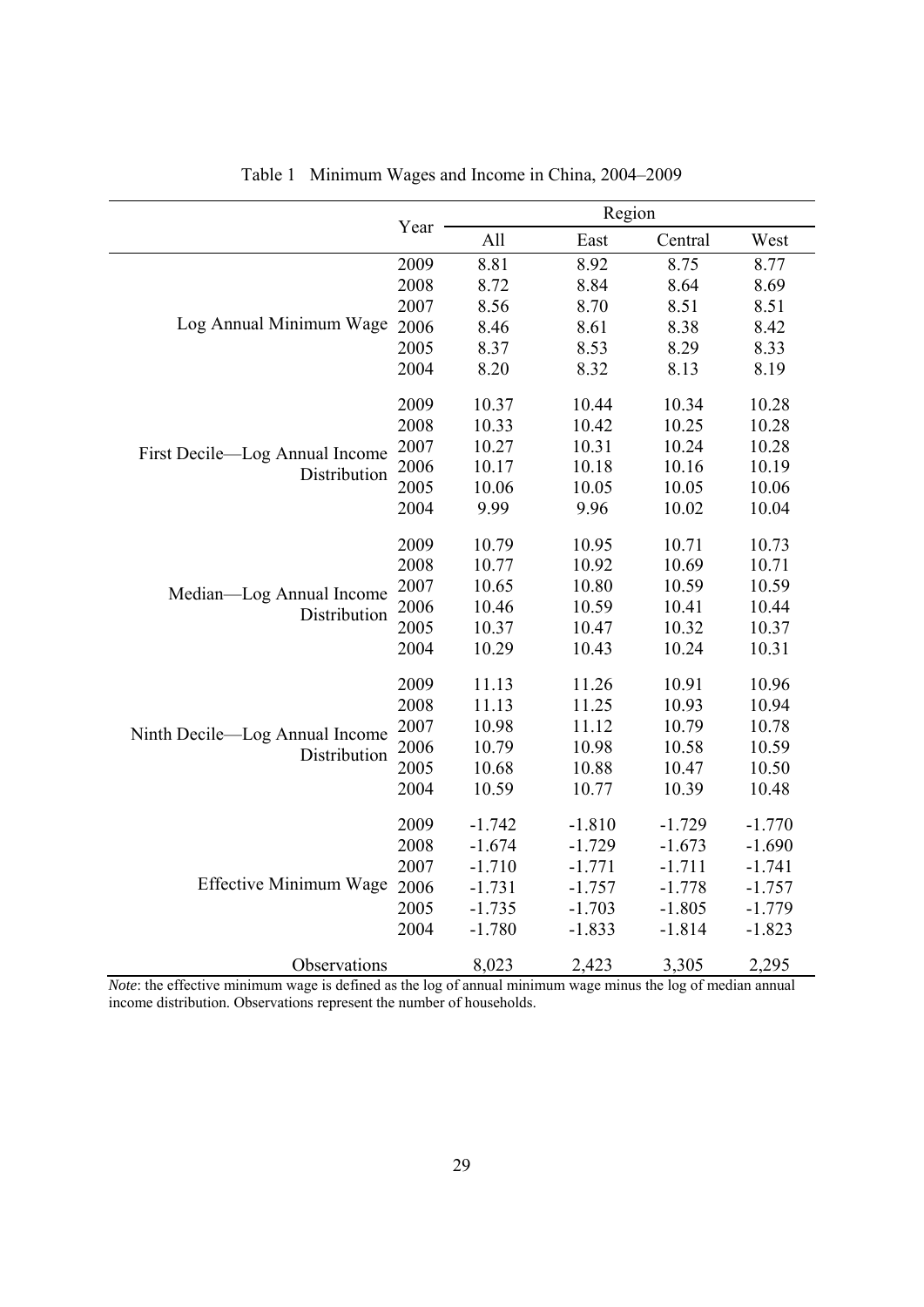Table 1 Minimum Wages and Income in China, 2004–2009

| | Year | Region | | | |
|---|---|---|---|---|---|
| | | All | East | Central | West |
| Log Annual Minimum Wage | 2009 | 8.81 | 8.92 | 8.75 | 8.77 |
| | 2008 | 8.72 | 8.84 | 8.64 | 8.69 |
| | 2007 | 8.56 | 8.70 | 8.51 | 8.51 |
| | 2006 | 8.46 | 8.61 | 8.38 | 8.42 |
| | 2005 | 8.37 | 8.53 | 8.29 | 8.33 |
| | 2004 | 8.20 | 8.32 | 8.13 | 8.19 |
| First Decile—Log Annual Income Distribution | 2009 | 10.37 | 10.44 | 10.34 | 10.28 |
| | 2008 | 10.33 | 10.42 | 10.25 | 10.28 |
| | 2007 | 10.27 | 10.31 | 10.24 | 10.28 |
| | 2006 | 10.17 | 10.18 | 10.16 | 10.19 |
| | 2005 | 10.06 | 10.05 | 10.05 | 10.06 |
| | 2004 | 9.99 | 9.96 | 10.02 | 10.04 |
| Median—Log Annual Income Distribution | 2009 | 10.79 | 10.95 | 10.71 | 10.73 |
| | 2008 | 10.77 | 10.92 | 10.69 | 10.71 |
| | 2007 | 10.65 | 10.80 | 10.59 | 10.59 |
| | 2006 | 10.46 | 10.59 | 10.41 | 10.44 |
| | 2005 | 10.37 | 10.47 | 10.32 | 10.37 |
| | 2004 | 10.29 | 10.43 | 10.24 | 10.31 |
| Ninth Decile—Log Annual Income Distribution | 2009 | 11.13 | 11.26 | 10.91 | 10.96 |
| | 2008 | 11.13 | 11.25 | 10.93 | 10.94 |
| | 2007 | 10.98 | 11.12 | 10.79 | 10.78 |
| | 2006 | 10.79 | 10.98 | 10.58 | 10.59 |
| | 2005 | 10.68 | 10.88 | 10.47 | 10.50 |
| | 2004 | 10.59 | 10.77 | 10.39 | 10.48 |
| Effective Minimum Wage | 2009 | -1.742 | -1.810 | -1.729 | -1.770 |
| | 2008 | -1.674 | -1.729 | -1.673 | -1.690 |
| | 2007 | -1.710 | -1.771 | -1.711 | -1.741 |
| | 2006 | -1.731 | -1.757 | -1.778 | -1.757 |
| | 2005 | -1.735 | -1.703 | -1.805 | -1.779 |
| | 2004 | -1.780 | -1.833 | -1.814 | -1.823 |
| Observations | | 8,023 | 2,423 | 3,305 | 2,295 |

*Note*: the effective minimum wage is defined as the log of annual minimum wage minus the log of median annual income distribution. Observations represent the number of households.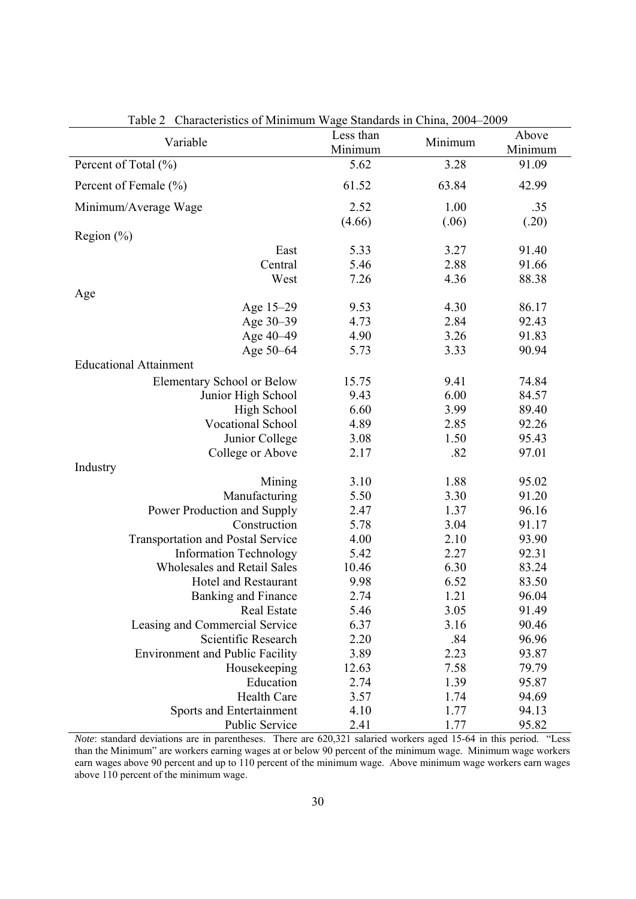Table 2 Characteristics of Minimum Wage Standards in China, 2004–2009

| Variable | Less than Minimum | Minimum | Above Minimum |
|---|---|---|---|
| Percent of Total (%) | 5.62 | 3.28 | 91.09 |
| Percent of Female (%) | 61.52 | 63.84 | 42.99 |
| Minimum/Average Wage | 2.52 | 1.00 | .35 |
| | (4.66) | (.06) | (.20) |
| Region (%) | | | |
| East | 5.33 | 3.27 | 91.40 |
| Central | 5.46 | 2.88 | 91.66 |
| West | 7.26 | 4.36 | 88.38 |
| Age | | | |
| Age 15–29 | 9.53 | 4.30 | 86.17 |
| Age 30–39 | 4.73 | 2.84 | 92.43 |
| Age 40–49 | 4.90 | 3.26 | 91.83 |
| Age 50–64 | 5.73 | 3.33 | 90.94 |
| Educational Attainment | | | |
| Elementary School or Below | 15.75 | 9.41 | 74.84 |
| Junior High School | 9.43 | 6.00 | 84.57 |
| High School | 6.60 | 3.99 | 89.40 |
| Vocational School | 4.89 | 2.85 | 92.26 |
| Junior College | 3.08 | 1.50 | 95.43 |
| College or Above | 2.17 | .82 | 97.01 |
| Industry | | | |
| Mining | 3.10 | 1.88 | 95.02 |
| Manufacturing | 5.50 | 3.30 | 91.20 |
| Power Production and Supply | 2.47 | 1.37 | 96.16 |
| Construction | 5.78 | 3.04 | 91.17 |
| Transportation and Postal Service | 4.00 | 2.10 | 93.90 |
| Information Technology | 5.42 | 2.27 | 92.31 |
| Wholesales and Retail Sales | 10.46 | 6.30 | 83.24 |
| Hotel and Restaurant | 9.98 | 6.52 | 83.50 |
| Banking and Finance | 2.74 | 1.21 | 96.04 |
| Real Estate | 5.46 | 3.05 | 91.49 |
| Leasing and Commercial Service | 6.37 | 3.16 | 90.46 |
| Scientific Research | 2.20 | .84 | 96.96 |
| Environment and Public Facility | 3.89 | 2.23 | 93.87 |
| Housekeeping | 12.63 | 7.58 | 79.79 |
| Education | 2.74 | 1.39 | 95.87 |
| Health Care | 3.57 | 1.74 | 94.69 |
| Sports and Entertainment | 4.10 | 1.77 | 94.13 |
| Public Service | 2.41 | 1.77 | 95.82 |

*Note*: standard deviations are in parentheses. There are 620,321 salaried workers aged 15-64 in this period. "Less than the Minimum" are workers earning wages at or below 90 percent of the minimum wage. Minimum wage workers earn wages above 90 percent and up to 110 percent of the minimum wage. Above minimum wage workers earn wages above 110 percent of the minimum wage.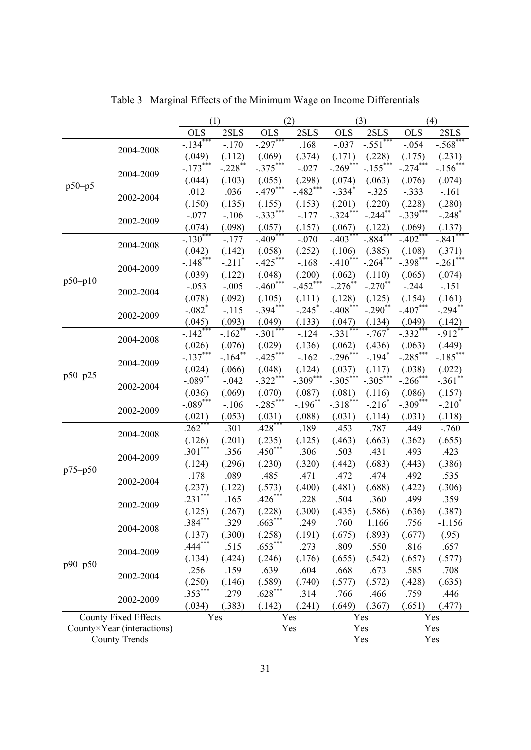Table 3 Marginal Effects of the Minimum Wage on Income Differentials

| | | (1) | | (2) | | (3) | | (4) | |
|---|---|---|---|---|---|---|---|---|---|
| | | OLS | 2SLS | OLS | 2SLS | OLS | 2SLS | OLS | 2SLS |
| p50–p5 | 2004-2008 | -.134*** | -.170 | -.297*** | .168 | -.037 | -.551*** | -.054 | -.568*** |
| | | (.049) | (.112) | (.069) | (.374) | (.171) | (.228) | (.175) | (.231) |
| | 2004-2009 | -.173*** | -.228** | -.375*** | -.027 | -.269*** | -.155*** | -.274*** | -.156*** |
| | | (.044) | (.103) | (.055) | (.298) | (.074) | (.063) | (.076) | (.074) |
| | 2002-2004 | .012 | .036 | -.479*** | -.482*** | -.334* | -.325 | -.333 | -.161 |
| | | (.150) | (.135) | (.155) | (.153) | (.201) | (.220) | (.228) | (.280) |
| | 2002-2009 | -.077 | -.106 | -.333*** | -.177 | -.324*** | -.244** | -.339*** | -.248* |
| | | (.074) | (.098) | (.057) | (.157) | (.067) | (.122) | (.069) | (.137) |
| p50–p10 | 2004-2008 | -.130*** | -.177 | -.409*** | -.070 | -.403*** | -.884*** | -.402*** | -.841*** |
| | | (.042) | (.142) | (.058) | (.252) | (.106) | (.385) | (.108) | (.371) |
| | 2004-2009 | -.148*** | -.211* | -.425*** | -.168 | -.410*** | -.264*** | -.398*** | -.261*** |
| | | (.039) | (.122) | (.048) | (.200) | (.062) | (.110) | (.065) | (.074) |
| | 2002-2004 | -.053 | -.005 | -.460*** | -.452*** | -.276** | -.270** | -.244 | -.151 |
| | | (.078) | (.092) | (.105) | (.111) | (.128) | (.125) | (.154) | (.161) |
| | 2002-2009 | -.082* | -.115 | -.394*** | -.245* | -.408*** | -.290** | -.407*** | -.294** |
| | | (.045) | (.093) | (.049) | (.133) | (.047) | (.134) | (.049) | (.142) |
| p50–p25 | 2004-2008 | -.142*** | -.162** | -.301*** | -.124 | -.331*** | -.767* | -.332*** | -.912** |
| | | (.026) | (.076) | (.029) | (.136) | (.062) | (.436) | (.063) | (.449) |
| | 2004-2009 | -.137*** | -.164** | -.425*** | -.162 | -.296*** | -.194* | -.285*** | -.185*** |
| | | (.024) | (.066) | (.048) | (.124) | (.037) | (.117) | (.038) | (.022) |
| | 2002-2004 | -.089** | -.042 | -.322*** | -.309*** | -.305*** | -.305*** | -.266*** | -.361** |
| | | (.036) | (.069) | (.070) | (.087) | (.081) | (.116) | (.086) | (.157) |
| | 2002-2009 | -.089*** | -.106 | -.285*** | -.196** | -.318*** | -.216* | -.309*** | -.210* |
| | | (.021) | (.053) | (.031) | (.088) | (.031) | (.114) | (.031) | (.118) |
| p75–p50 | 2004-2008 | .262*** | .301 | .428*** | .189 | .453 | .787 | .449 | -.760 |
| | | (.126) | (.201) | (.235) | (.125) | (.463) | (.663) | (.362) | (.655) |
| | 2004-2009 | .301*** | .356 | .450*** | .306 | .503 | .431 | .493 | .423 |
| | | (.124) | (.296) | (.230) | (.320) | (.442) | (.683) | (.443) | (.386) |
| | 2002-2004 | .178 | .089 | .485 | .471 | .472 | .474 | .492 | .535 |
| | | (.237) | (.122) | (.573) | (.400) | (.481) | (.688) | (.422) | (.306) |
| | 2002-2009 | .231*** | .165 | .426*** | .228 | .504 | .360 | .499 | .359 |
| | | (.125) | (.267) | (.228) | (.300) | (.435) | (.586) | (.636) | (.387) |
| p90–p50 | 2004-2008 | .384*** | .329 | .663*** | .249 | .760 | 1.166 | .756 | -1.156 |
| | | (.137) | (.300) | (.258) | (.191) | (.675) | (.893) | (.677) | (.95) |
| | 2004-2009 | .444*** | .515 | .653*** | .273 | .809 | .550 | .816 | .657 |
| | | (.134) | (.424) | (.246) | (.176) | (.655) | (.542) | (.657) | (.577) |
| | 2002-2004 | .256 | .159 | .639 | .604 | .668 | .673 | .585 | .708 |
| | | (.250) | (.146) | (.589) | (.740) | (.577) | (.572) | (.428) | (.635) |
| | 2002-2009 | .353*** | .279 | .628*** | .314 | .766 | .466 | .759 | .446 |
| | | (.034) | (.383) | (.142) | (.241) | (.649) | (.367) | (.651) | (.477) |
| County Fixed Effects | | Yes | | Yes | | Yes | | Yes | |
| County×Year (interactions) | | | | Yes | | Yes | | Yes | |
| County Trends | | | | | | Yes | | Yes | |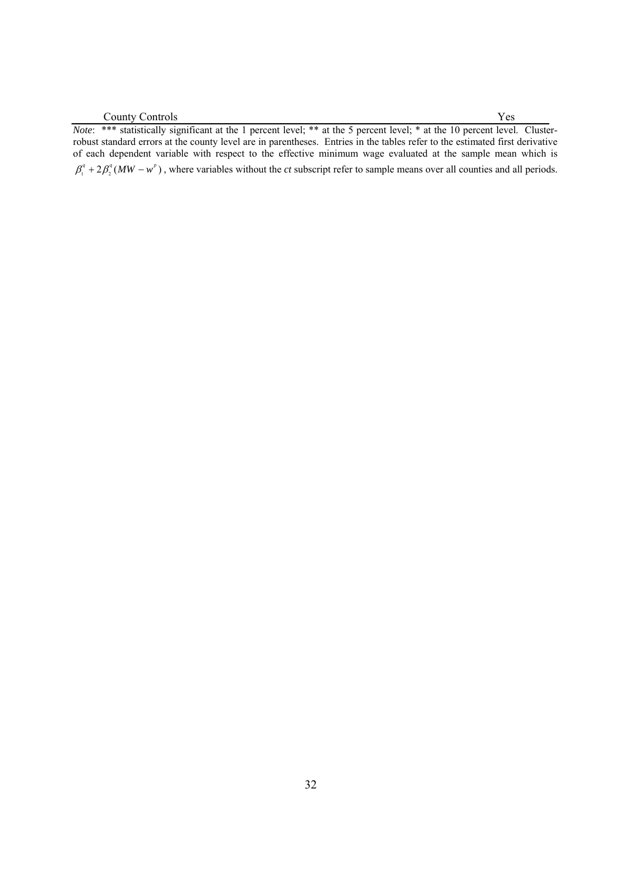| County Controls | Yes |
| --- | --- |

*Note*: *** statistically significant at the 1 percent level; ** at the 5 percent level; * at the 10 percent level. Cluster-robust standard errors at the county level are in parentheses. Entries in the tables refer to the estimated first derivative of each dependent variable with respect to the effective minimum wage evaluated at the sample mean which is $\beta_1^q + 2\beta_2^q(MW - w^p)$, where variables without the *ct* subscript refer to sample means over all counties and all periods.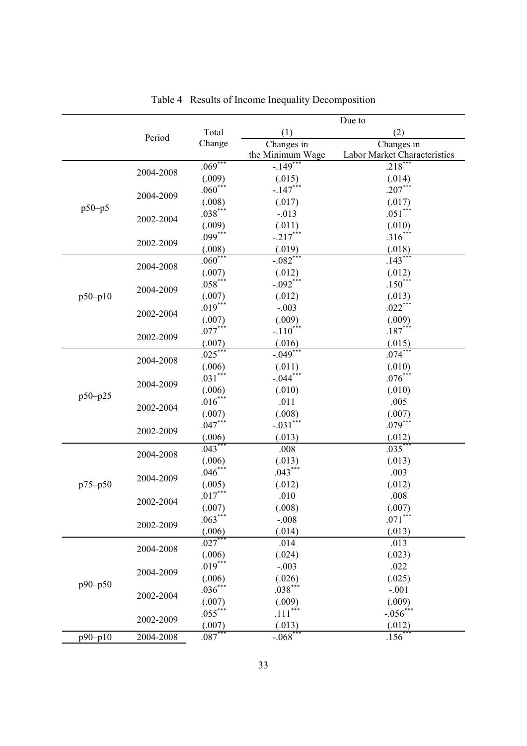Table 4 Results of Income Inequality Decomposition

| | Period | Total Change | Due to (1) Changes in the Minimum Wage | Due to (2) Changes in Labor Market Characteristics |
|---|---|---|---|---|
| p50–p5 | 2004-2008 | .069*** | -.149*** | .218*** |
| | | (.009) | (.015) | (.014) |
| | 2004-2009 | .060*** | -.147*** | .207*** |
| | | (.008) | (.017) | (.017) |
| | 2002-2004 | .038*** | -.013 | .051*** |
| | | (.009) | (.011) | (.010) |
| | 2002-2009 | .099*** | -.217*** | .316*** |
| | | (.008) | (.019) | (.018) |
| p50–p10 | 2004-2008 | .060*** | -.082*** | .143*** |
| | | (.007) | (.012) | (.012) |
| | 2004-2009 | .058*** | -.092*** | .150*** |
| | | (.007) | (.012) | (.013) |
| | 2002-2004 | .019*** | -.003 | .022*** |
| | | (.007) | (.009) | (.009) |
| | 2002-2009 | .077*** | -.110*** | .187*** |
| | | (.007) | (.016) | (.015) |
| p50–p25 | 2004-2008 | .025*** | -.049*** | .074*** |
| | | (.006) | (.011) | (.010) |
| | 2004-2009 | .031*** | -.044*** | .076*** |
| | | (.006) | (.010) | (.010) |
| | 2002-2004 | .016*** | .011 | .005 |
| | | (.007) | (.008) | (.007) |
| | 2002-2009 | .047*** | -.031*** | .079*** |
| | | (.006) | (.013) | (.012) |
| p75–p50 | 2004-2008 | .043*** | .008 | .035*** |
| | | (.006) | (.013) | (.013) |
| | 2004-2009 | .046*** | .043*** | .003 |
| | | (.005) | (.012) | (.012) |
| | 2002-2004 | .017*** | .010 | .008 |
| | | (.007) | (.008) | (.007) |
| | 2002-2009 | .063*** | -.008 | .071*** |
| | | (.006) | (.014) | (.013) |
| p90–p50 | 2004-2008 | .027*** | .014 | .013 |
| | | (.006) | (.024) | (.023) |
| | 2004-2009 | .019*** | -.003 | .022 |
| | | (.006) | (.026) | (.025) |
| | 2002-2004 | .036*** | .038*** | -.001 |
| | | (.007) | (.009) | (.009) |
| | 2002-2009 | .055*** | .111*** | -.056*** |
| | | (.007) | (.013) | (.012) |
| p90–p10 | 2004-2008 | .087*** | -.068*** | .156*** |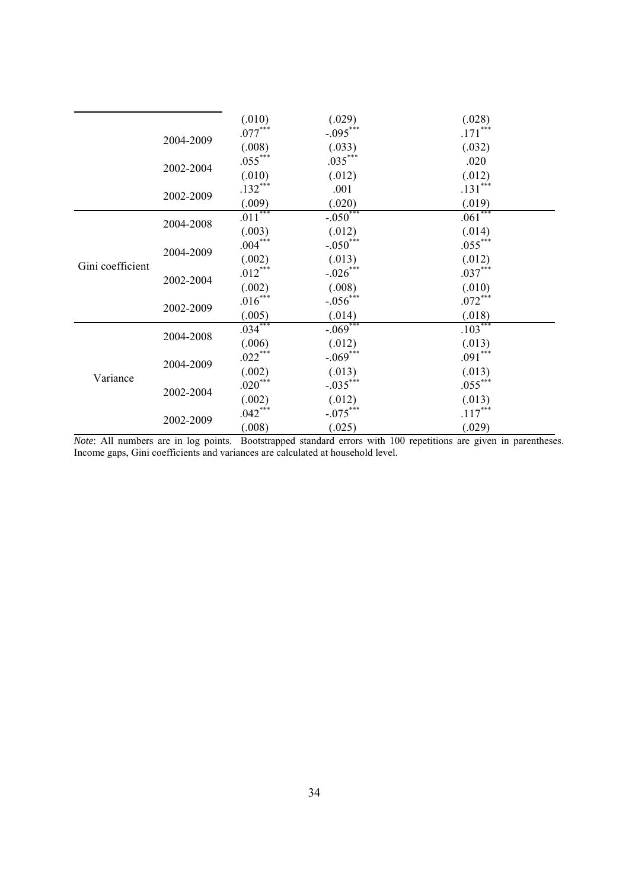| | | | | |
|---|---|---|---|---|
| | | (.010) | (.029) | (.028) |
| | 2004-2009 | .077*** | -.095*** | .171*** |
| | | (.008) | (.033) | (.032) |
| | 2002-2004 | .055*** | .035*** | .020 |
| | | (.010) | (.012) | (.012) |
| | 2002-2009 | .132*** | .001 | .131*** |
| | | (.009) | (.020) | (.019) |
| Gini coefficient | 2004-2008 | .011*** | -.050*** | .061*** |
| | | (.003) | (.012) | (.014) |
| | 2004-2009 | .004*** | -.050*** | .055*** |
| | | (.002) | (.013) | (.012) |
| | 2002-2004 | .012*** | -.026*** | .037*** |
| | | (.002) | (.008) | (.010) |
| | 2002-2009 | .016*** | -.056*** | .072*** |
| | | (.005) | (.014) | (.018) |
| Variance | 2004-2008 | .034*** | -.069*** | .103*** |
| | | (.006) | (.012) | (.013) |
| | 2004-2009 | .022*** | -.069*** | .091*** |
| | | (.002) | (.013) | (.013) |
| | 2002-2004 | .020*** | -.035*** | .055*** |
| | | (.002) | (.012) | (.013) |
| | 2002-2009 | .042*** | -.075*** | .117*** |
| | | (.008) | (.025) | (.029) |

*Note*: All numbers are in log points. Bootstrapped standard errors with 100 repetitions are given in parentheses. Income gaps, Gini coefficients and variances are calculated at household level.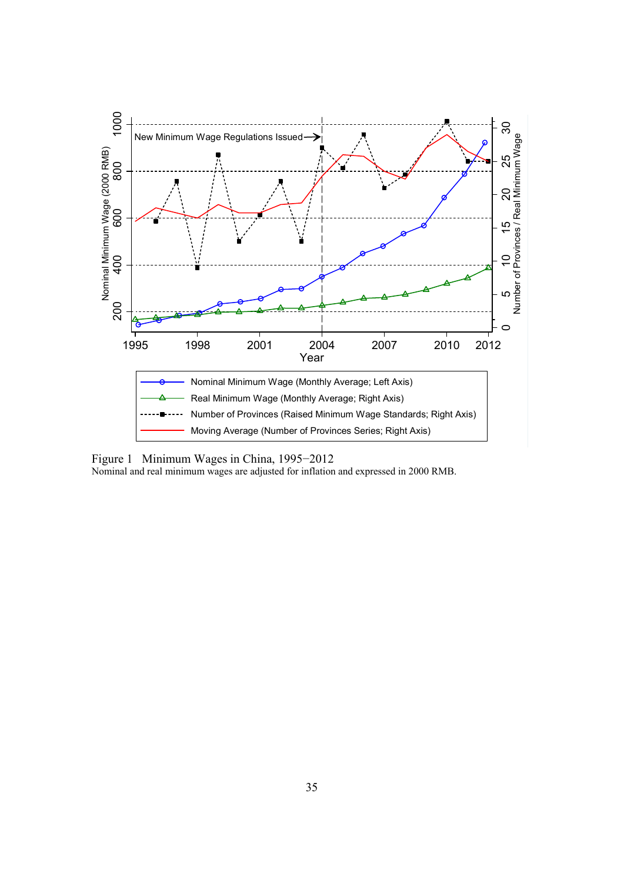Figure 1   Minimum Wages in China, 1995−2012

Nominal and real minimum wages are adjusted for inflation and expressed in 2000 RMB.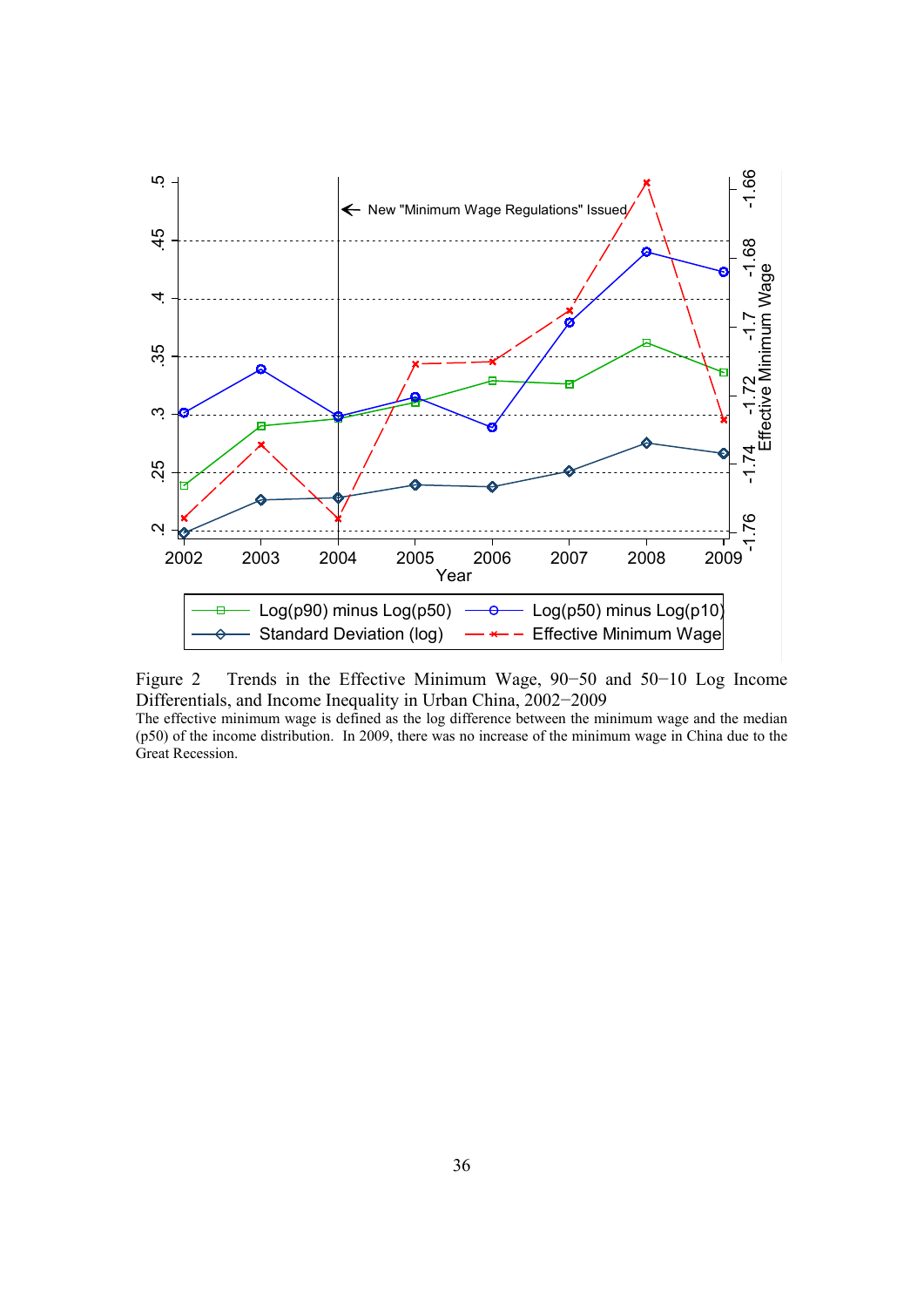Figure 2 Trends in the Effective Minimum Wage, 90−50 and 50−10 Log Income Differentials, and Income Inequality in Urban China, 2002−2009

The effective minimum wage is defined as the log difference between the minimum wage and the median (p50) of the income distribution. In 2009, there was no increase of the minimum wage in China due to the Great Recession.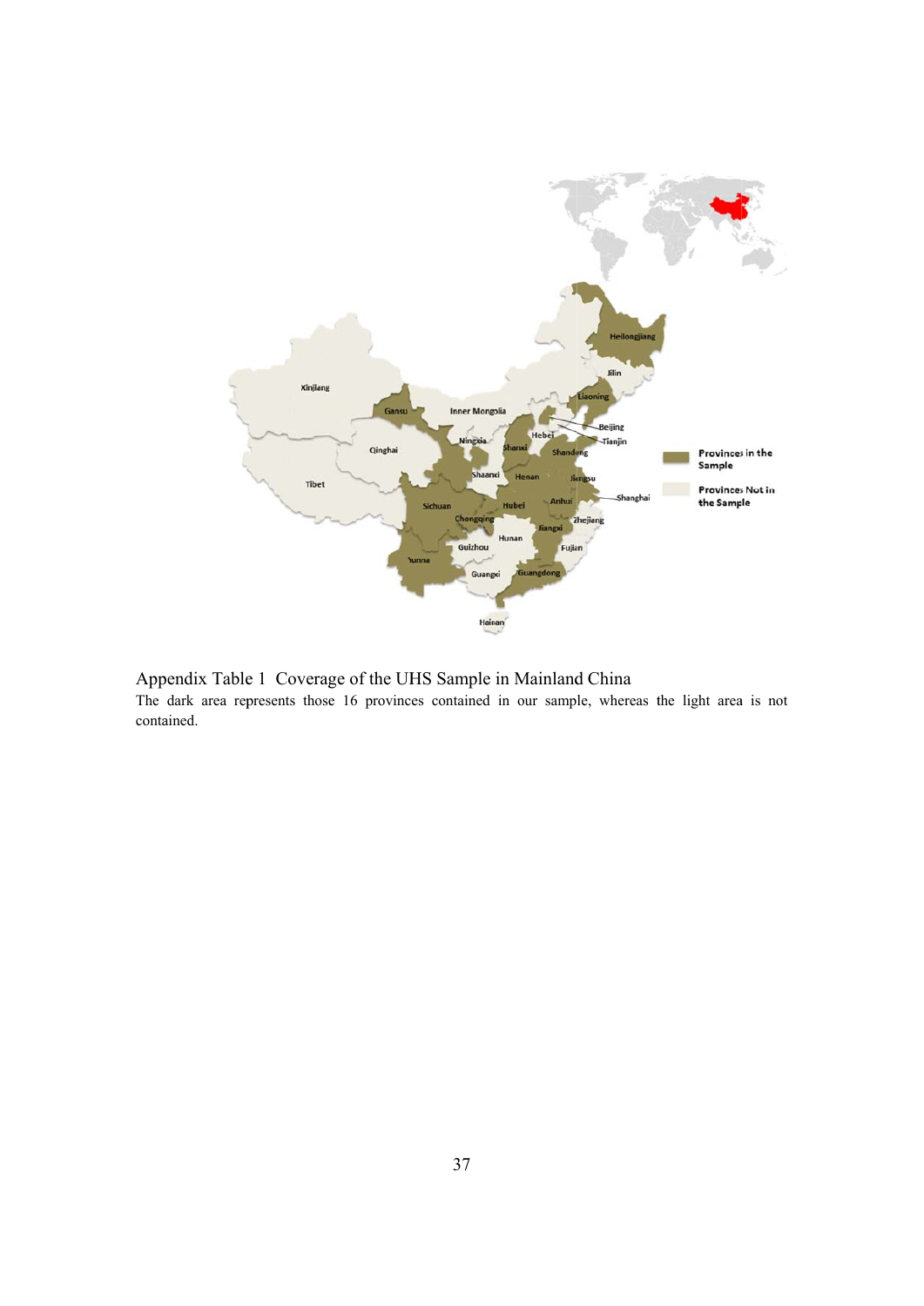Xinjiang

Tibet

Qinghai

Gansu

Inner Mongolia

Ningxia

Shanxi

Shaanxi

Hebei

Beijing

Tianjin

Heilongjiang

Jilin

Liaoning

Shandong

Henan

Jiangsu

Shanghai

Anhui

Hubei

Sichuan

Chongqing

Zhejiang

Jiangxi

Hunan

Guizhou

Fujian

Yunnan

Guangxi

Guangdong

Hainan

Provinces in the Sample

Provinces Not in the Sample

Appendix Table 1  Coverage of the UHS Sample in Mainland China

The dark area represents those 16 provinces contained in our sample, whereas the light area is not contained.